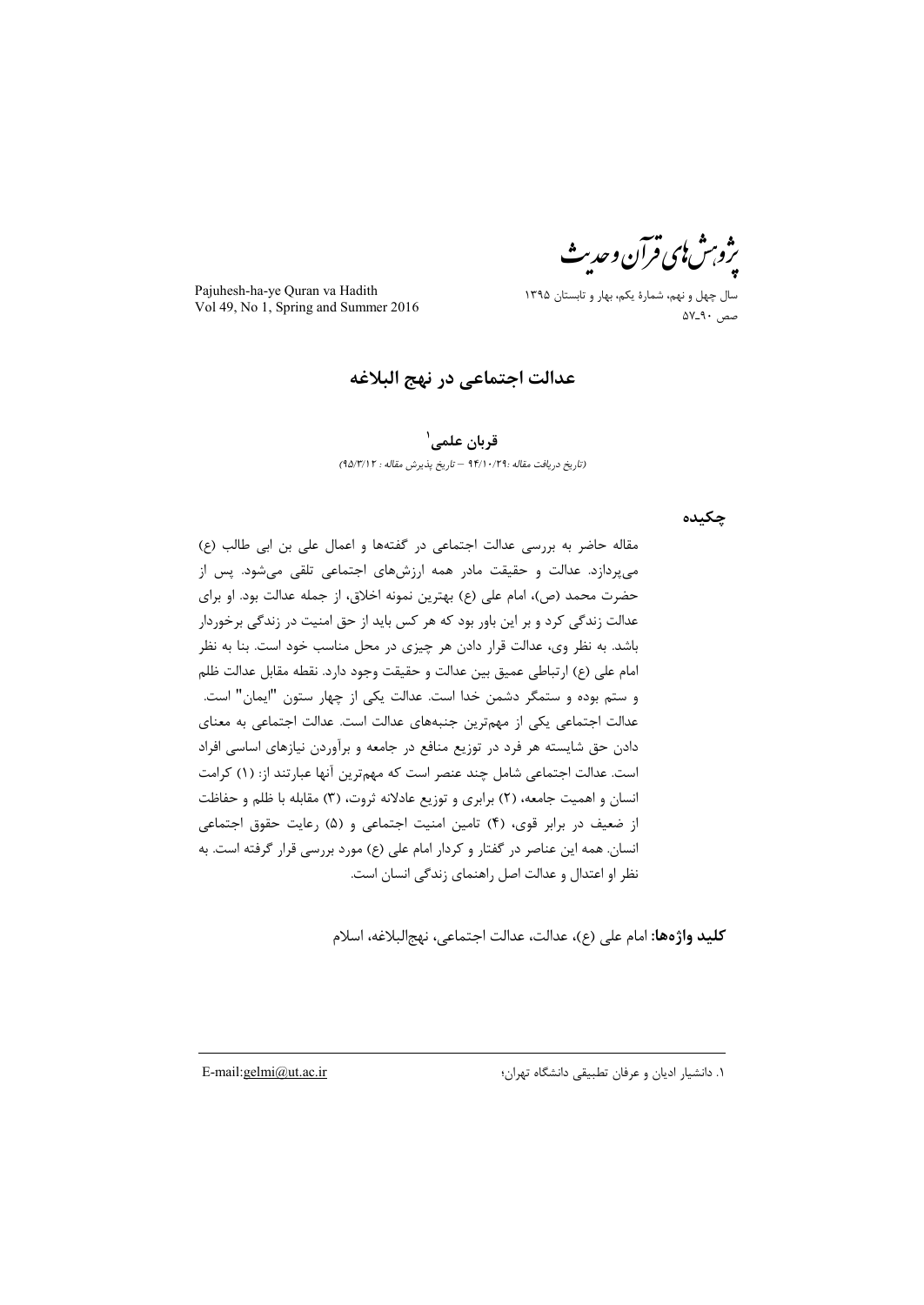# عدالت اجتماعی در نهج البلاغه

**قربان علمی**[1]

*(تاریخ دریافت مقاله :۹۴/۱۰/۲۹ – تاریخ پذیرش مقاله : ۹۵/۳/۱۲)*

## چکیده

مقاله حاضر به بررسی عدالت اجتماعی در گفته‌ها و اعمال علی بن ابی طالب (ع) می‌پردازد. عدالت و حقیقت مادر همه ارزش‌های اجتماعی تلقی می‌شود. پس از حضرت محمد (ص)، امام علی (ع) بهترین نمونه اخلاق، از جمله عدالت بود. او برای عدالت زندگی کرد و بر این باور بود که هر کس باید از حق امنیت در زندگی برخوردار باشد. به نظر وی، عدالت قرار دادن هر چیزی در محل مناسب خود است. بنا به نظر امام علی (ع) ارتباطی عمیق بین عدالت و حقیقت وجود دارد. نقطه مقابل عدالت ظلم و ستم بوده و ستمگر دشمن خدا است. عدالت یکی از چهار ستون "ایمان" است. عدالت اجتماعی یکی از مهم‌ترین جنبه‌های عدالت است. عدالت اجتماعی به معنای دادن حق شایسته هر فرد در توزیع منافع در جامعه و برآوردن نیازهای اساسی افراد است. عدالت اجتماعی شامل چند عنصر است که مهم‌ترین آنها عبارتند از: (۱) کرامت انسان و اهمیت جامعه، (۲) برابری و توزیع عادلانه ثروت، (۳) مقابله با ظلم و حفاظت از ضعیف در برابر قوی، (۴) تامین امنیت اجتماعی و (۵) رعایت حقوق اجتماعی انسان. همه این عناصر در گفتار و کردار امام علی (ع) مورد بررسی قرار گرفته است. به نظر او اعتدال و عدالت اصل راهنمای زندگی انسان است.

**کلید واژه‌ها:** امام علی (ع)، عدالت، عدالت اجتماعی، نهج‌البلاغه، اسلام

---

[1] دانشیار ادیان و عرفان تطبیقی دانشگاه تهران؛ E-mail:gelmi@ut.ac.ir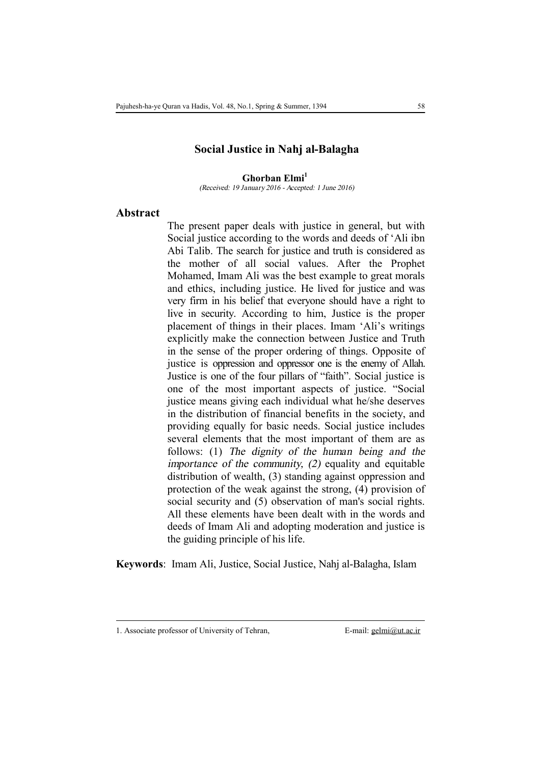# Social Justice in Nahj al-Balagha

**Ghorban Elmi**[1]

*(Received: 19 January 2016 - Accepted: 1 June 2016)*

## Abstract

The present paper deals with justice in general, but with Social justice according to the words and deeds of ‘Ali ibn Abi Talib. The search for justice and truth is considered as the mother of all social values. After the Prophet Mohamed, Imam Ali was the best example to great morals and ethics, including justice. He lived for justice and was very firm in his belief that everyone should have a right to live in security. According to him, Justice is the proper placement of things in their places. Imam ‘Ali’s writings explicitly make the connection between Justice and Truth in the sense of the proper ordering of things. Opposite of justice is oppression and oppressor one is the enemy of Allah. Justice is one of the four pillars of “faith”. Social justice is one of the most important aspects of justice. “Social justice means giving each individual what he/she deserves in the distribution of financial benefits in the society, and providing equally for basic needs. Social justice includes several elements that the most important of them are as follows: (1) *The dignity of the human being and the importance of the community, (2)* equality and equitable distribution of wealth, (3) standing against oppression and protection of the weak against the strong, (4) provision of social security and (5) observation of man's social rights. All these elements have been dealt with in the words and deeds of Imam Ali and adopting moderation and justice is the guiding principle of his life.

**Keywords**: Imam Ali, Justice, Social Justice, Nahj al-Balagha, Islam

---

1. Associate professor of University of Tehran, E-mail: gelmi@ut.ac.ir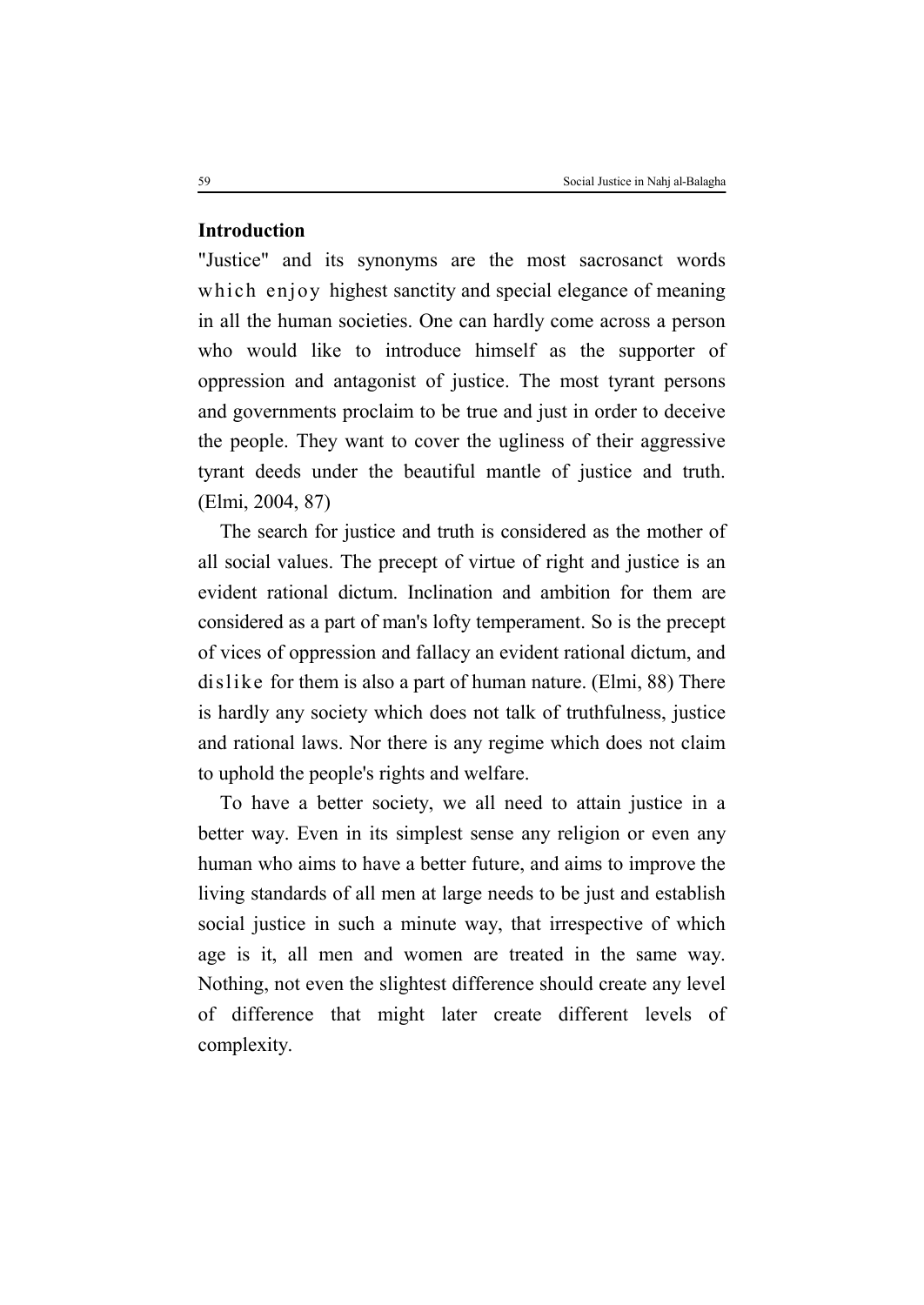## Introduction

"Justice" and its synonyms are the most sacrosanct words which enjoy highest sanctity and special elegance of meaning in all the human societies. One can hardly come across a person who would like to introduce himself as the supporter of oppression and antagonist of justice. The most tyrant persons and governments proclaim to be true and just in order to deceive the people. They want to cover the ugliness of their aggressive tyrant deeds under the beautiful mantle of justice and truth. (Elmi, 2004, 87)

The search for justice and truth is considered as the mother of all social values. The precept of virtue of right and justice is an evident rational dictum. Inclination and ambition for them are considered as a part of man's lofty temperament. So is the precept of vices of oppression and fallacy an evident rational dictum, and dislike for them is also a part of human nature. (Elmi, 88) There is hardly any society which does not talk of truthfulness, justice and rational laws. Nor there is any regime which does not claim to uphold the people's rights and welfare.

To have a better society, we all need to attain justice in a better way. Even in its simplest sense any religion or even any human who aims to have a better future, and aims to improve the living standards of all men at large needs to be just and establish social justice in such a minute way, that irrespective of which age is it, all men and women are treated in the same way. Nothing, not even the slightest difference should create any level of difference that might later create different levels of complexity.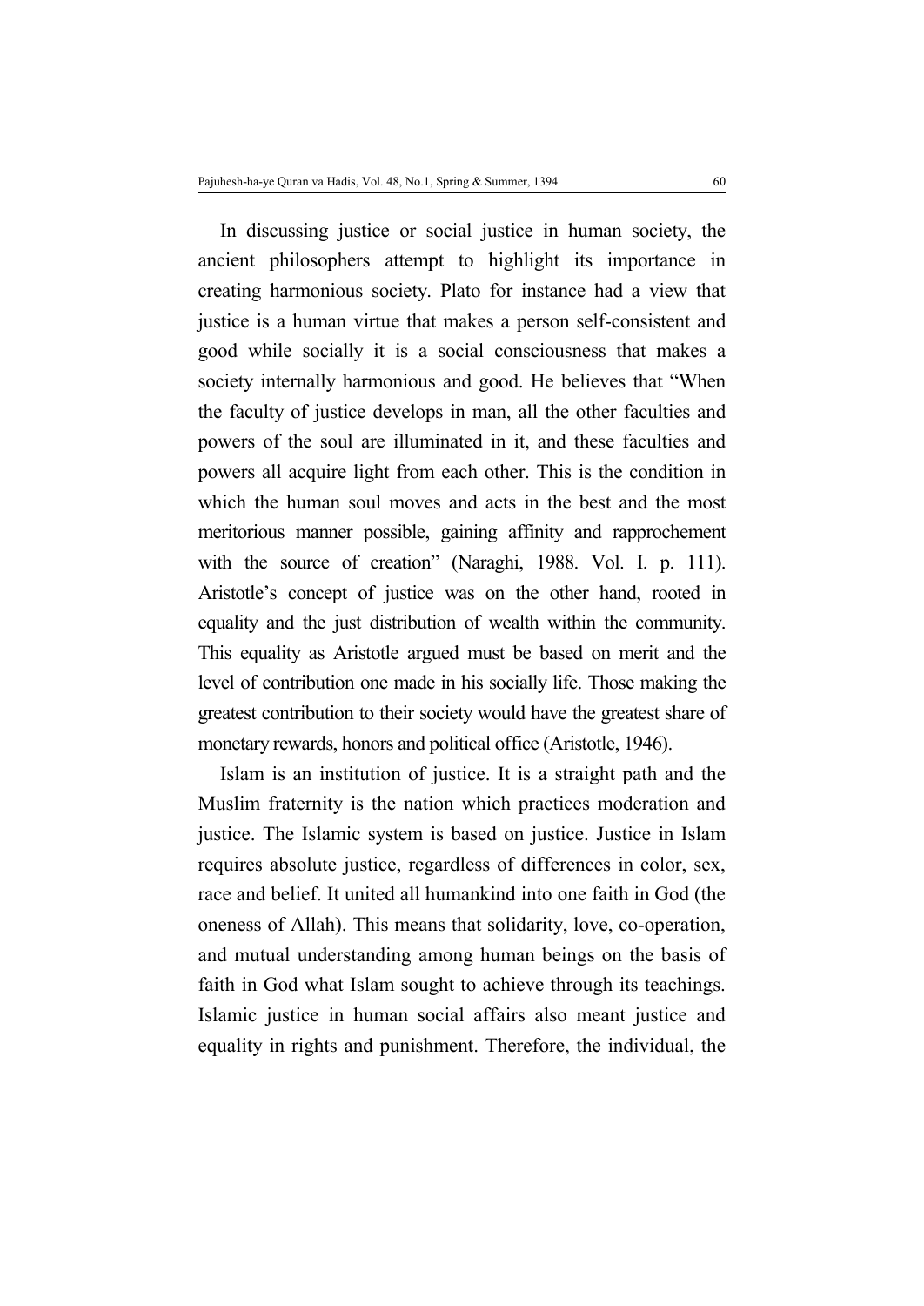In discussing justice or social justice in human society, the ancient philosophers attempt to highlight its importance in creating harmonious society. Plato for instance had a view that justice is a human virtue that makes a person self-consistent and good while socially it is a social consciousness that makes a society internally harmonious and good. He believes that "When the faculty of justice develops in man, all the other faculties and powers of the soul are illuminated in it, and these faculties and powers all acquire light from each other. This is the condition in which the human soul moves and acts in the best and the most meritorious manner possible, gaining affinity and rapprochement with the source of creation" (Naraghi, 1988. Vol. I. p. 111). Aristotle's concept of justice was on the other hand, rooted in equality and the just distribution of wealth within the community. This equality as Aristotle argued must be based on merit and the level of contribution one made in his socially life. Those making the greatest contribution to their society would have the greatest share of monetary rewards, honors and political office (Aristotle, 1946).

Islam is an institution of justice. It is a straight path and the Muslim fraternity is the nation which practices moderation and justice. The Islamic system is based on justice. Justice in Islam requires absolute justice, regardless of differences in color, sex, race and belief. It united all humankind into one faith in God (the oneness of Allah). This means that solidarity, love, co-operation, and mutual understanding among human beings on the basis of faith in God what Islam sought to achieve through its teachings. Islamic justice in human social affairs also meant justice and equality in rights and punishment. Therefore, the individual, the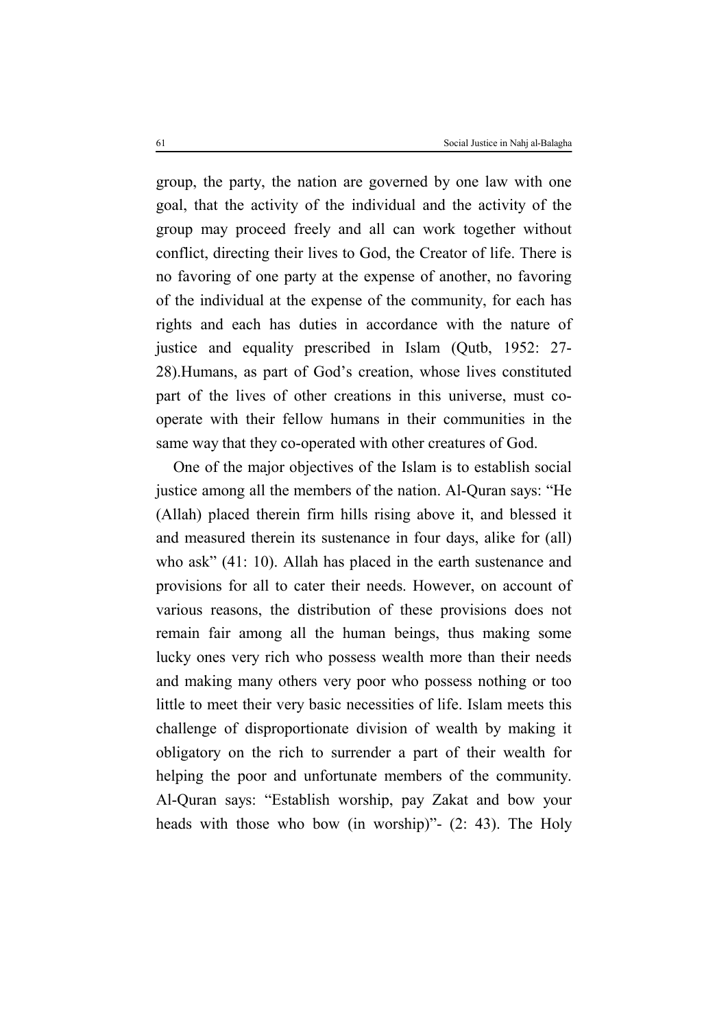group, the party, the nation are governed by one law with one goal, that the activity of the individual and the activity of the group may proceed freely and all can work together without conflict, directing their lives to God, the Creator of life. There is no favoring of one party at the expense of another, no favoring of the individual at the expense of the community, for each has rights and each has duties in accordance with the nature of justice and equality prescribed in Islam (Qutb, 1952: 27-28).Humans, as part of God's creation, whose lives constituted part of the lives of other creations in this universe, must co-operate with their fellow humans in their communities in the same way that they co-operated with other creatures of God.

One of the major objectives of the Islam is to establish social justice among all the members of the nation. Al-Quran says: "He (Allah) placed therein firm hills rising above it, and blessed it and measured therein its sustenance in four days, alike for (all) who ask" (41: 10). Allah has placed in the earth sustenance and provisions for all to cater their needs. However, on account of various reasons, the distribution of these provisions does not remain fair among all the human beings, thus making some lucky ones very rich who possess wealth more than their needs and making many others very poor who possess nothing or too little to meet their very basic necessities of life. Islam meets this challenge of disproportionate division of wealth by making it obligatory on the rich to surrender a part of their wealth for helping the poor and unfortunate members of the community. Al-Quran says: "Establish worship, pay Zakat and bow your heads with those who bow (in worship)"- (2: 43). The Holy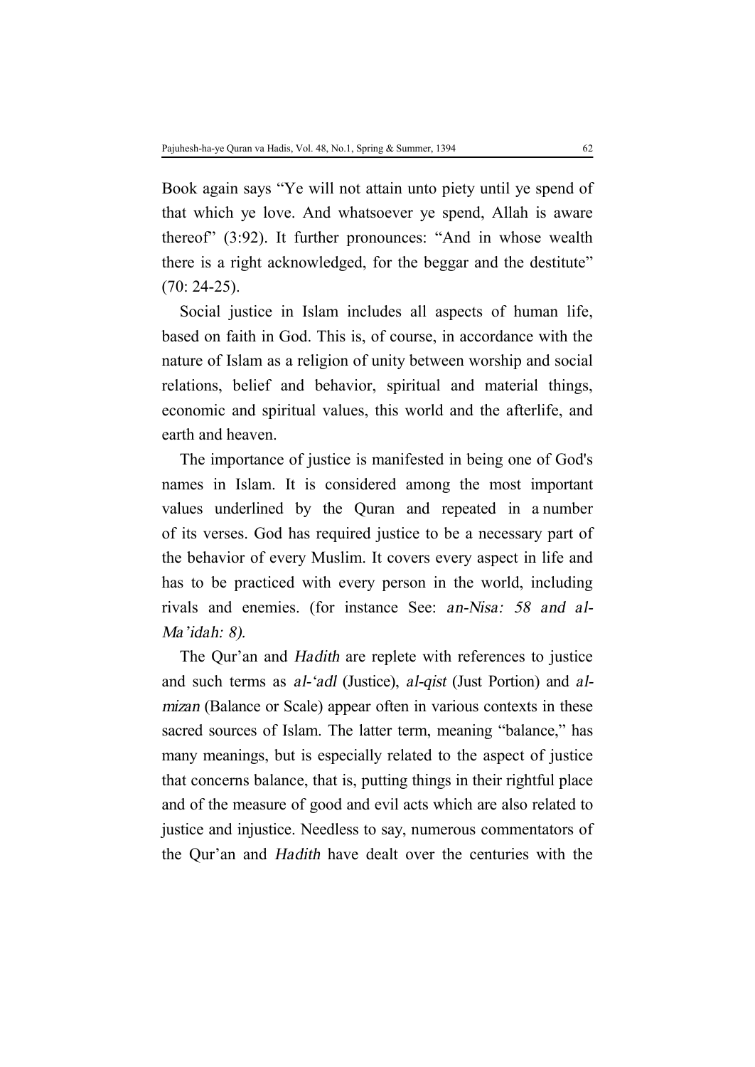Book again says "Ye will not attain unto piety until ye spend of that which ye love. And whatsoever ye spend, Allah is aware thereof" (3:92). It further pronounces: "And in whose wealth there is a right acknowledged, for the beggar and the destitute" (70: 24-25).

Social justice in Islam includes all aspects of human life, based on faith in God. This is, of course, in accordance with the nature of Islam as a religion of unity between worship and social relations, belief and behavior, spiritual and material things, economic and spiritual values, this world and the afterlife, and earth and heaven.

The importance of justice is manifested in being one of God's names in Islam. It is considered among the most important values underlined by the Quran and repeated in a number of its verses. God has required justice to be a necessary part of the behavior of every Muslim. It covers every aspect in life and has to be practiced with every person in the world, including rivals and enemies. (for instance See: *an-Nisa: 58 and al-Ma'idah: 8).*

The Qur'an and *Hadith* are replete with references to justice and such terms as *al-'adl* (Justice), *al-qist* (Just Portion) and *al-mizan* (Balance or Scale) appear often in various contexts in these sacred sources of Islam. The latter term, meaning "balance," has many meanings, but is especially related to the aspect of justice that concerns balance, that is, putting things in their rightful place and of the measure of good and evil acts which are also related to justice and injustice. Needless to say, numerous commentators of the Qur'an and *Hadith* have dealt over the centuries with the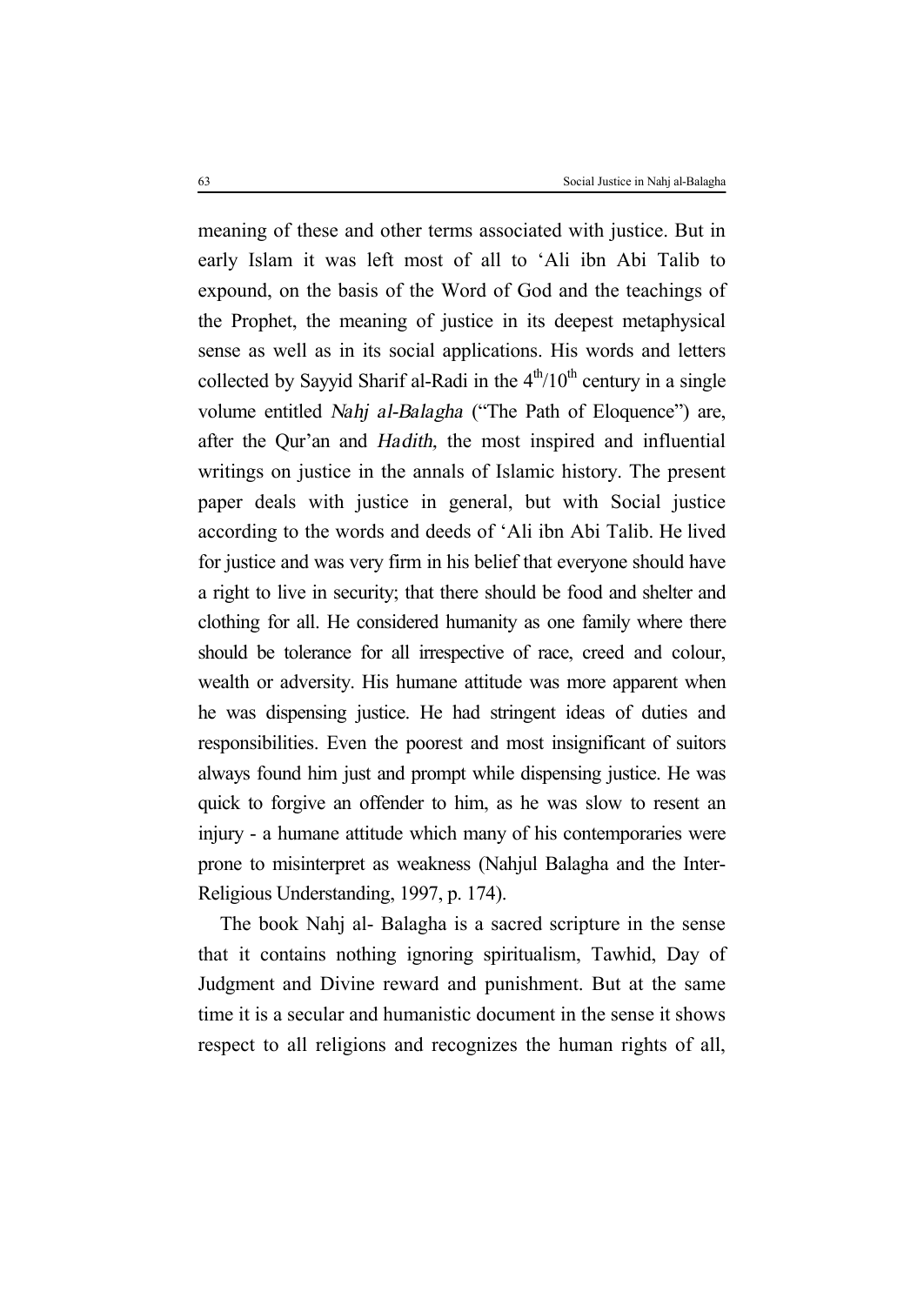meaning of these and other terms associated with justice. But in early Islam it was left most of all to ‘Ali ibn Abi Talib to expound, on the basis of the Word of God and the teachings of the Prophet, the meaning of justice in its deepest metaphysical sense as well as in its social applications. His words and letters collected by Sayyid Sharif al-Radi in the 4th/10th century in a single volume entitled *Nahj al-Balagha* (“The Path of Eloquence”) are, after the Qur’an and *Hadith*, the most inspired and influential writings on justice in the annals of Islamic history. The present paper deals with justice in general, but with Social justice according to the words and deeds of ‘Ali ibn Abi Talib. He lived for justice and was very firm in his belief that everyone should have a right to live in security; that there should be food and shelter and clothing for all. He considered humanity as one family where there should be tolerance for all irrespective of race, creed and colour, wealth or adversity. His humane attitude was more apparent when he was dispensing justice. He had stringent ideas of duties and responsibilities. Even the poorest and most insignificant of suitors always found him just and prompt while dispensing justice. He was quick to forgive an offender to him, as he was slow to resent an injury - a humane attitude which many of his contemporaries were prone to misinterpret as weakness (Nahjul Balagha and the Inter-Religious Understanding, 1997, p. 174).

The book Nahj al- Balagha is a sacred scripture in the sense that it contains nothing ignoring spiritualism, Tawhid, Day of Judgment and Divine reward and punishment. But at the same time it is a secular and humanistic document in the sense it shows respect to all religions and recognizes the human rights of all,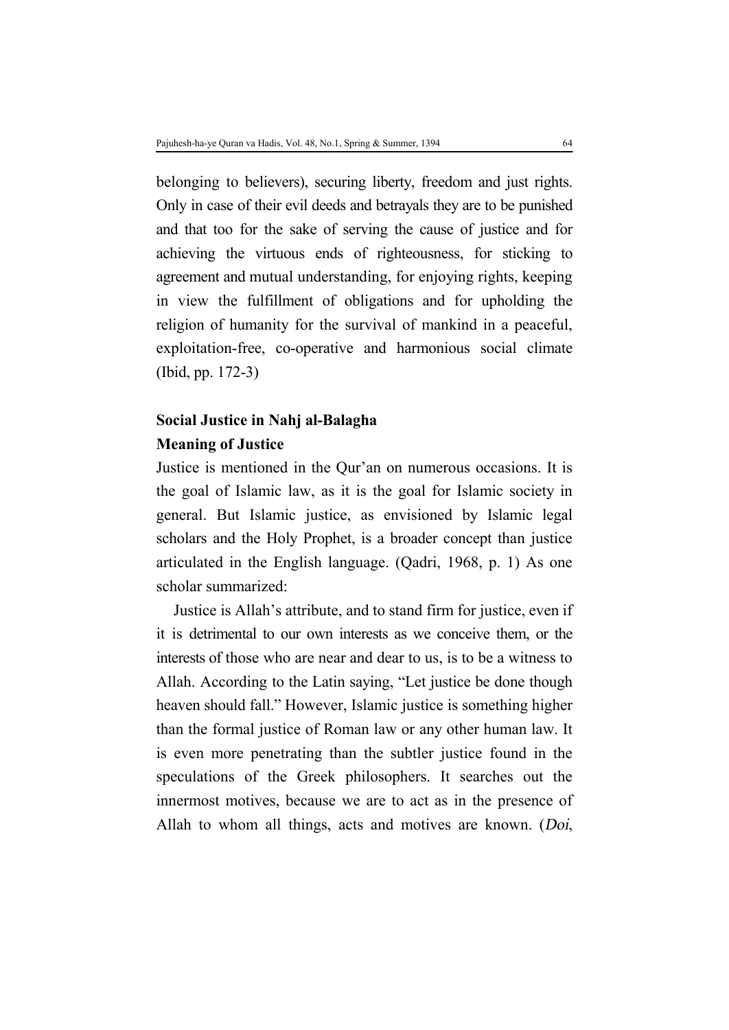belonging to believers), securing liberty, freedom and just rights. Only in case of their evil deeds and betrayals they are to be punished and that too for the sake of serving the cause of justice and for achieving the virtuous ends of righteousness, for sticking to agreement and mutual understanding, for enjoying rights, keeping in view the fulfillment of obligations and for upholding the religion of humanity for the survival of mankind in a peaceful, exploitation-free, co-operative and harmonious social climate (Ibid, pp. 172-3)

## Social Justice in Nahj al-Balagha

### Meaning of Justice

Justice is mentioned in the Qur'an on numerous occasions. It is the goal of Islamic law, as it is the goal for Islamic society in general. But Islamic justice, as envisioned by Islamic legal scholars and the Holy Prophet, is a broader concept than justice articulated in the English language. (Qadri, 1968, p. 1) As one scholar summarized:

Justice is Allah's attribute, and to stand firm for justice, even if it is detrimental to our own interests as we conceive them, or the interests of those who are near and dear to us, is to be a witness to Allah. According to the Latin saying, "Let justice be done though heaven should fall." However, Islamic justice is something higher than the formal justice of Roman law or any other human law. It is even more penetrating than the subtler justice found in the speculations of the Greek philosophers. It searches out the innermost motives, because we are to act as in the presence of Allah to whom all things, acts and motives are known. (*Doi*,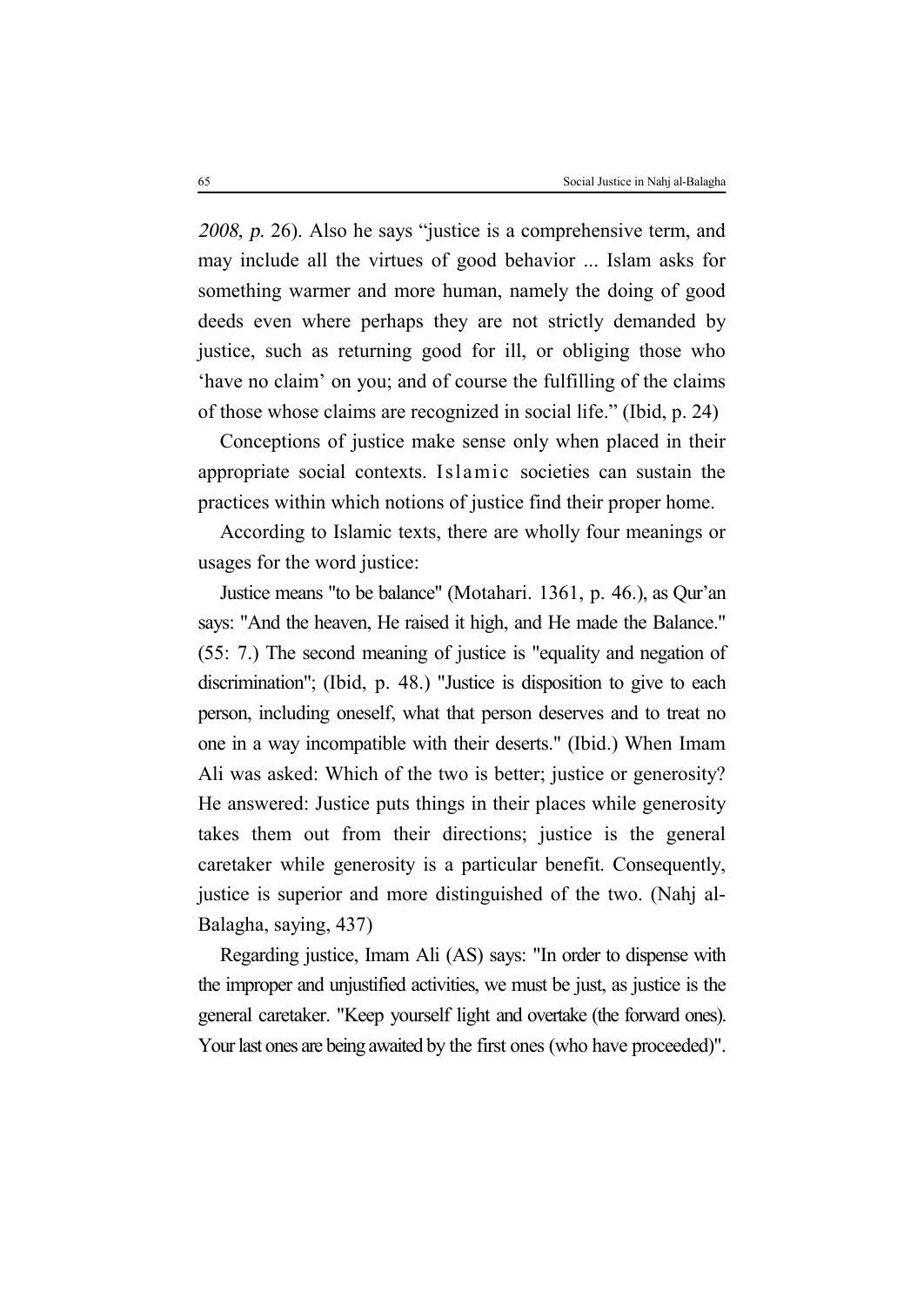*2008, p.* 26). Also he says "justice is a comprehensive term, and may include all the virtues of good behavior ... Islam asks for something warmer and more human, namely the doing of good deeds even where perhaps they are not strictly demanded by justice, such as returning good for ill, or obliging those who 'have no claim' on you; and of course the fulfilling of the claims of those whose claims are recognized in social life." (Ibid, p. 24)

Conceptions of justice make sense only when placed in their appropriate social contexts. Islamic societies can sustain the practices within which notions of justice find their proper home.

According to Islamic texts, there are wholly four meanings or usages for the word justice:

Justice means "to be balance" (Motahari. 1361, p. 46.), as Qur'an says: "And the heaven, He raised it high, and He made the Balance." (55: 7.) The second meaning of justice is "equality and negation of discrimination"; (Ibid, p. 48.) "Justice is disposition to give to each person, including oneself, what that person deserves and to treat no one in a way incompatible with their deserts." (Ibid.) When Imam Ali was asked: Which of the two is better; justice or generosity? He answered: Justice puts things in their places while generosity takes them out from their directions; justice is the general caretaker while generosity is a particular benefit. Consequently, justice is superior and more distinguished of the two. (Nahj al-Balagha, saying, 437)

Regarding justice, Imam Ali (AS) says: "In order to dispense with the improper and unjustified activities, we must be just, as justice is the general caretaker. "Keep yourself light and overtake (the forward ones). Your last ones are being awaited by the first ones (who have proceeded)".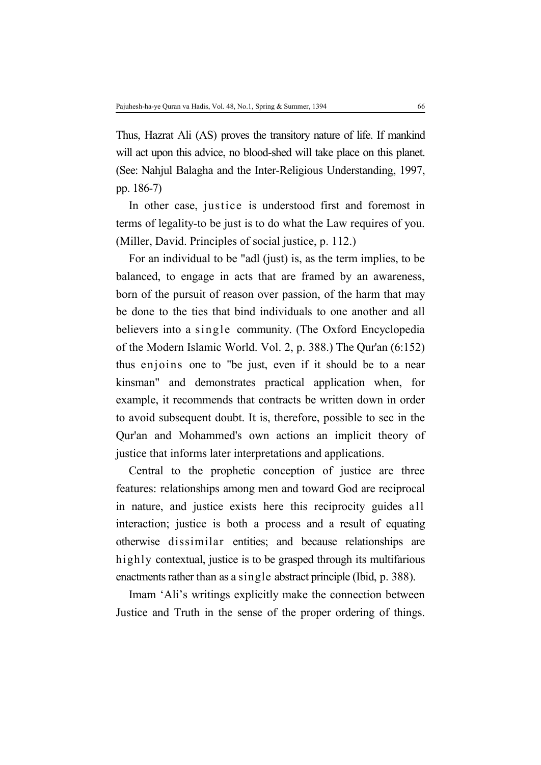Thus, Hazrat Ali (AS) proves the transitory nature of life. If mankind will act upon this advice, no blood-shed will take place on this planet. (See: Nahjul Balagha and the Inter-Religious Understanding, 1997, pp. 186-7)

In other case, justice is understood first and foremost in terms of legality-to be just is to do what the Law requires of you. (Miller, David. Principles of social justice, p. 112.)

For an individual to be "adl (just) is, as the term implies, to be balanced, to engage in acts that are framed by an awareness, born of the pursuit of reason over passion, of the harm that may be done to the ties that bind individuals to one another and all believers into a single community. (The Oxford Encyclopedia of the Modern Islamic World. Vol. 2, p. 388.) The Qur'an (6:152) thus enjoins one to "be just, even if it should be to a near kinsman" and demonstrates practical application when, for example, it recommends that contracts be written down in order to avoid subsequent doubt. It is, therefore, possible to sec in the Qur'an and Mohammed's own actions an implicit theory of justice that informs later interpretations and applications.

Central to the prophetic conception of justice are three features: relationships among men and toward God are reciprocal in nature, and justice exists here this reciprocity guides a1l interaction; justice is both a process and a result of equating otherwise dissimilar entities; and because relationships are highly contextual, justice is to be grasped through its multifarious enactments rather than as a single abstract principle (Ibid, p. 388).

Imam 'Ali's writings explicitly make the connection between Justice and Truth in the sense of the proper ordering of things.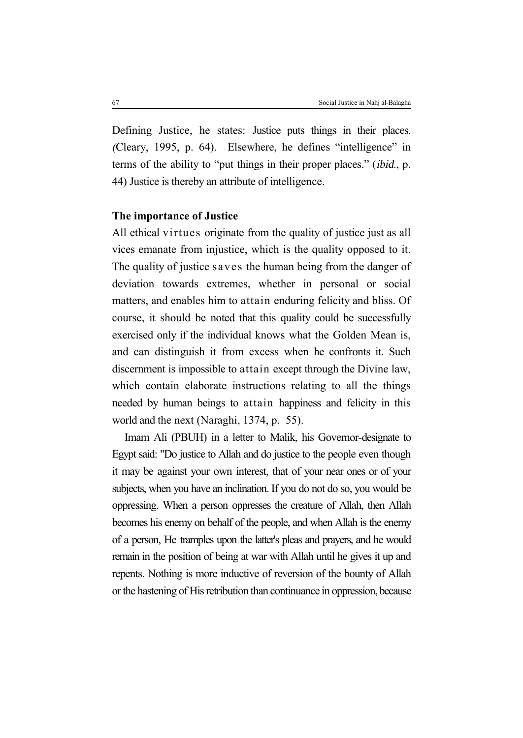Defining Justice, he states: Justice puts things in their places. (Cleary, 1995, p. 64). Elsewhere, he defines "intelligence" in terms of the ability to "put things in their proper places." (*ibid.*, p. 44) Justice is thereby an attribute of intelligence.

**The importance of Justice**

All ethical virtues originate from the quality of justice just as all vices emanate from injustice, which is the quality opposed to it. The quality of justice saves the human being from the danger of deviation towards extremes, whether in personal or social matters, and enables him to attain enduring felicity and bliss. Of course, it should be noted that this quality could be successfully exercised only if the individual knows what the Golden Mean is, and can distinguish it from excess when he confronts it. Such discernment is impossible to attain except through the Divine law, which contain elaborate instructions relating to all the things needed by human beings to attain happiness and felicity in this world and the next (Naraghi, 1374, p. 55).

Imam Ali (PBUH) in a letter to Malik, his Governor-designate to Egypt said: "Do justice to Allah and do justice to the people even though it may be against your own interest, that of your near ones or of your subjects, when you have an inclination. If you do not do so, you would be oppressing. When a person oppresses the creature of Allah, then Allah becomes his enemy on behalf of the people, and when Allah is the enemy of a person, He tramples upon the latter's pleas and prayers, and he would remain in the position of being at war with Allah until he gives it up and repents. Nothing is more inductive of reversion of the bounty of Allah or the hastening of His retribution than continuance in oppression, because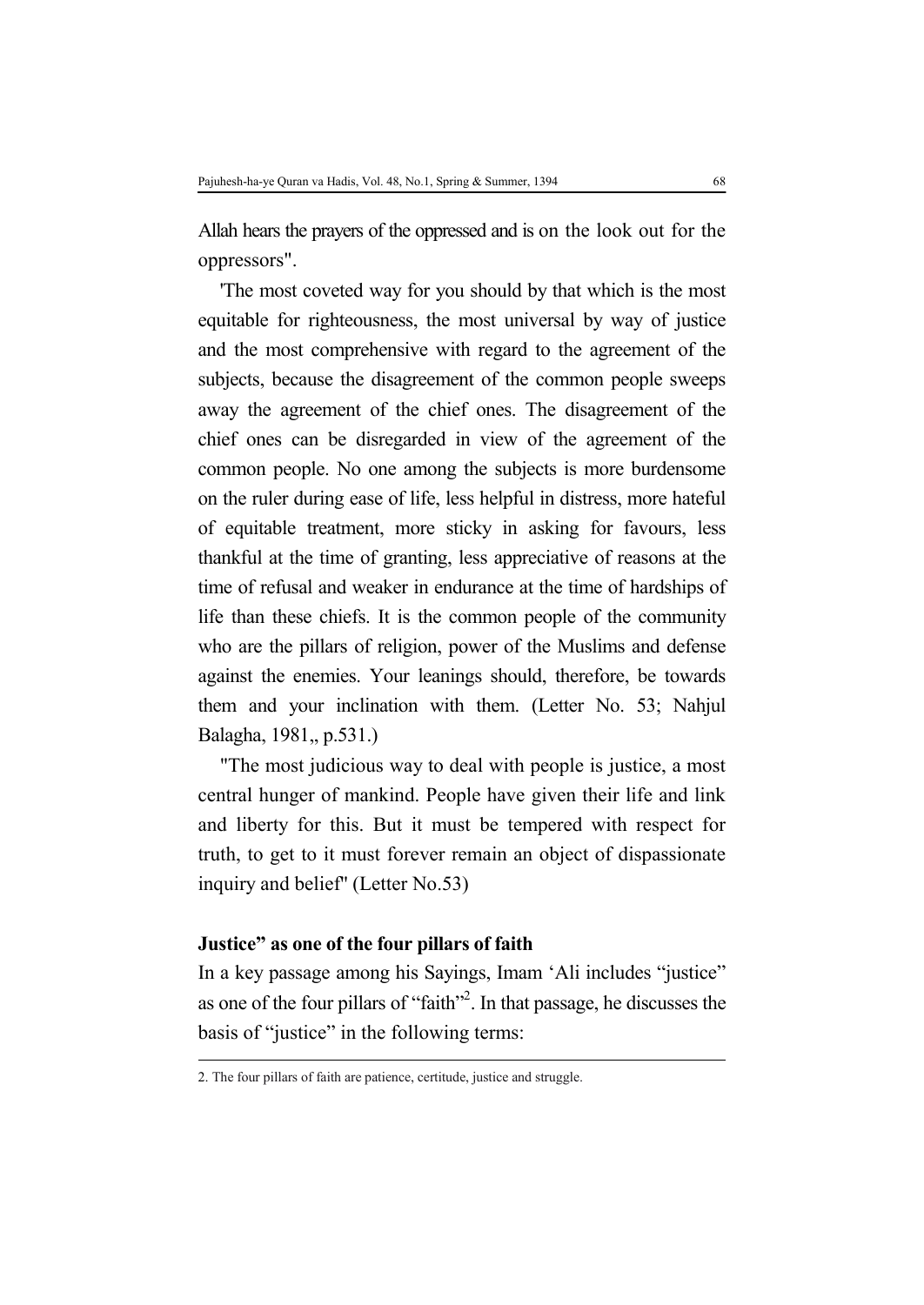Allah hears the prayers of the oppressed and is on the look out for the oppressors".

'The most coveted way for you should by that which is the most equitable for righteousness, the most universal by way of justice and the most comprehensive with regard to the agreement of the subjects, because the disagreement of the common people sweeps away the agreement of the chief ones. The disagreement of the chief ones can be disregarded in view of the agreement of the common people. No one among the subjects is more burdensome on the ruler during ease of life, less helpful in distress, more hateful of equitable treatment, more sticky in asking for favours, less thankful at the time of granting, less appreciative of reasons at the time of refusal and weaker in endurance at the time of hardships of life than these chiefs. It is the common people of the community who are the pillars of religion, power of the Muslims and defense against the enemies. Your leanings should, therefore, be towards them and your inclination with them. (Letter No. 53; Nahjul Balagha, 1981,, p.531.)

"The most judicious way to deal with people is justice, a most central hunger of mankind. People have given their life and link and liberty for this. But it must be tempered with respect for truth, to get to it must forever remain an object of dispassionate inquiry and belief" (Letter No.53)

**Justice" as one of the four pillars of faith**

In a key passage among his Sayings, Imam 'Ali includes "justice" as one of the four pillars of "faith"[2]. In that passage, he discusses the basis of "justice" in the following terms:

2. The four pillars of faith are patience, certitude, justice and struggle.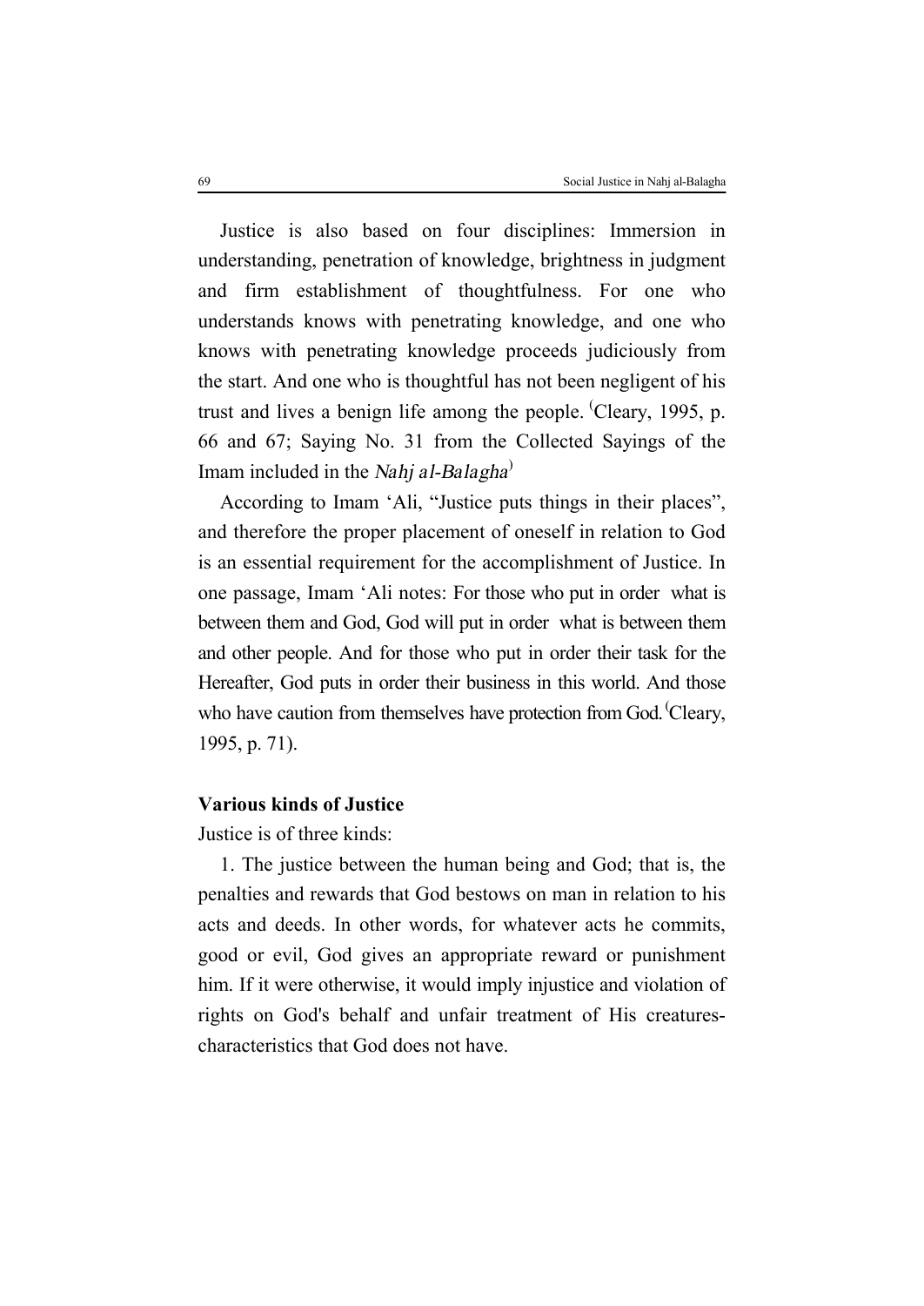Justice is also based on four disciplines: Immersion in understanding, penetration of knowledge, brightness in judgment and firm establishment of thoughtfulness. For one who understands knows with penetrating knowledge, and one who knows with penetrating knowledge proceeds judiciously from the start. And one who is thoughtful has not been negligent of his trust and lives a benign life among the people. (Cleary, 1995, p. 66 and 67; Saying No. 31 from the Collected Sayings of the Imam included in the *Nahj al-Balagha*)

According to Imam 'Ali, "Justice puts things in their places", and therefore the proper placement of oneself in relation to God is an essential requirement for the accomplishment of Justice. In one passage, Imam 'Ali notes: For those who put in order what is between them and God, God will put in order what is between them and other people. And for those who put in order their task for the Hereafter, God puts in order their business in this world. And those who have caution from themselves have protection from God. (Cleary, 1995, p. 71).

**Various kinds of Justice**

Justice is of three kinds:

1. The justice between the human being and God; that is, the penalties and rewards that God bestows on man in relation to his acts and deeds. In other words, for whatever acts he commits, good or evil, God gives an appropriate reward or punishment him. If it were otherwise, it would imply injustice and violation of rights on God's behalf and unfair treatment of His creatures-characteristics that God does not have.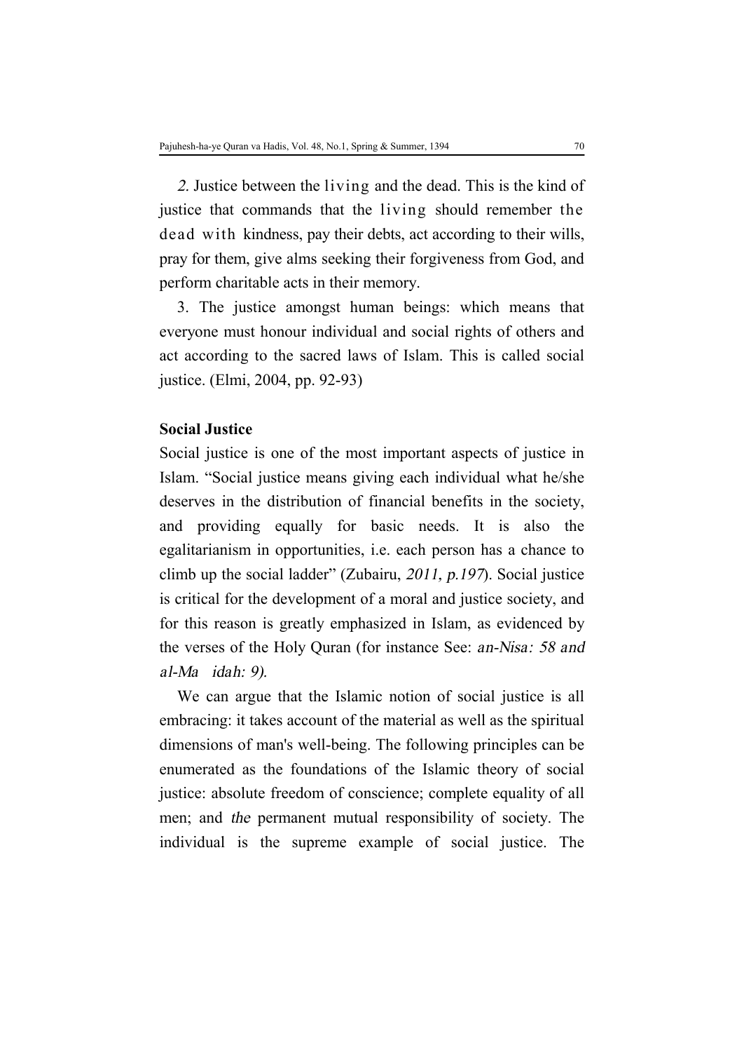*2.* Justice between the living and the dead. This is the kind of justice that commands that the living should remember the dead with kindness, pay their debts, act according to their wills, pray for them, give alms seeking their forgiveness from God, and perform charitable acts in their memory.

3. The justice amongst human beings: which means that everyone must honour individual and social rights of others and act according to the sacred laws of Islam. This is called social justice. (Elmi, 2004, pp. 92-93)

**Social Justice**

Social justice is one of the most important aspects of justice in Islam. "Social justice means giving each individual what he/she deserves in the distribution of financial benefits in the society, and providing equally for basic needs. It is also the egalitarianism in opportunities, i.e. each person has a chance to climb up the social ladder" (Zubairu, *2011, p.197*). Social justice is critical for the development of a moral and justice society, and for this reason is greatly emphasized in Islam, as evidenced by the verses of the Holy Quran (for instance See: *an-Nisa: 58 and al-Ma idah: 9).*

We can argue that the Islamic notion of social justice is all embracing: it takes account of the material as well as the spiritual dimensions of man's well-being. The following principles can be enumerated as the foundations of the Islamic theory of social justice: absolute freedom of conscience; complete equality of all men; and *the* permanent mutual responsibility of society. The individual is the supreme example of social justice. The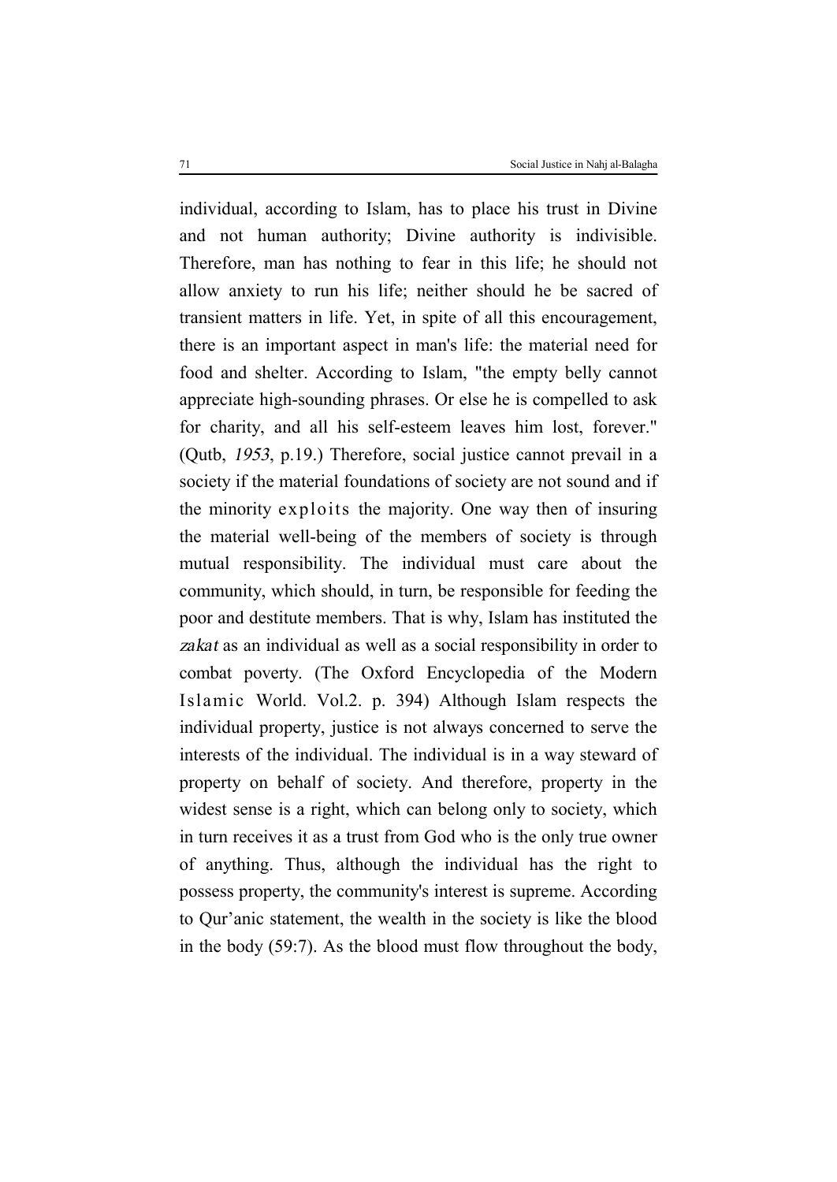individual, according to Islam, has to place his trust in Divine and not human authority; Divine authority is indivisible. Therefore, man has nothing to fear in this life; he should not allow anxiety to run his life; neither should he be sacred of transient matters in life. Yet, in spite of all this encouragement, there is an important aspect in man's life: the material need for food and shelter. According to Islam, "the empty belly cannot appreciate high-sounding phrases. Or else he is compelled to ask for charity, and all his self-esteem leaves him lost, forever." (Qutb, *1953*, p.19.) Therefore, social justice cannot prevail in a society if the material foundations of society are not sound and if the minority exploits the majority. One way then of insuring the material well-being of the members of society is through mutual responsibility. The individual must care about the community, which should, in turn, be responsible for feeding the poor and destitute members. That is why, Islam has instituted the *zakat* as an individual as well as a social responsibility in order to combat poverty. (The Oxford Encyclopedia of the Modern Islamic World. Vol.2. p. 394) Although Islam respects the individual property, justice is not always concerned to serve the interests of the individual. The individual is in a way steward of property on behalf of society. And therefore, property in the widest sense is a right, which can belong only to society, which in turn receives it as a trust from God who is the only true owner of anything. Thus, although the individual has the right to possess property, the community's interest is supreme. According to Qur'anic statement, the wealth in the society is like the blood in the body (59:7). As the blood must flow throughout the body,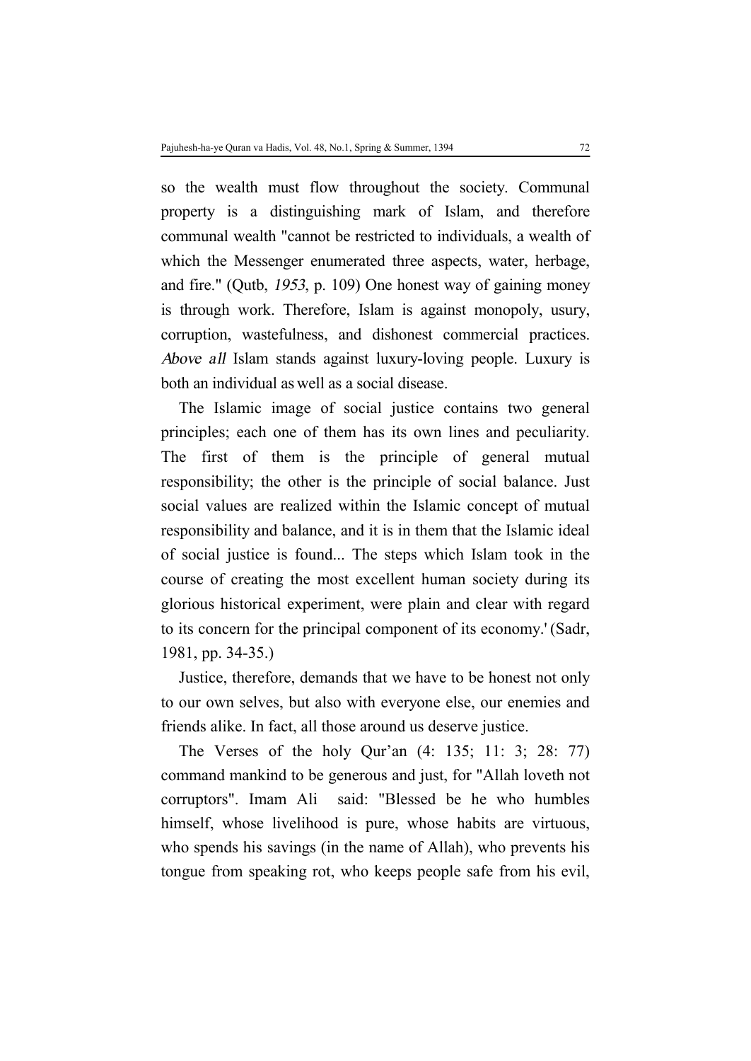so the wealth must flow throughout the society. Communal property is a distinguishing mark of Islam, and therefore communal wealth "cannot be restricted to individuals, a wealth of which the Messenger enumerated three aspects, water, herbage, and fire." (Qutb, *1953*, p. 109) One honest way of gaining money is through work. Therefore, Islam is against monopoly, usury, corruption, wastefulness, and dishonest commercial practices. *Above all* Islam stands against luxury-loving people. Luxury is both an individual as well as a social disease.

The Islamic image of social justice contains two general principles; each one of them has its own lines and peculiarity. The first of them is the principle of general mutual responsibility; the other is the principle of social balance. Just social values are realized within the Islamic concept of mutual responsibility and balance, and it is in them that the Islamic ideal of social justice is found... The steps which Islam took in the course of creating the most excellent human society during its glorious historical experiment, were plain and clear with regard to its concern for the principal component of its economy.' (Sadr, 1981, pp. 34-35.)

Justice, therefore, demands that we have to be honest not only to our own selves, but also with everyone else, our enemies and friends alike. In fact, all those around us deserve justice.

The Verses of the holy Qur'an (4: 135; 11: 3; 28: 77) command mankind to be generous and just, for "Allah loveth not corruptors". Imam Ali said: "Blessed be he who humbles himself, whose livelihood is pure, whose habits are virtuous, who spends his savings (in the name of Allah), who prevents his tongue from speaking rot, who keeps people safe from his evil,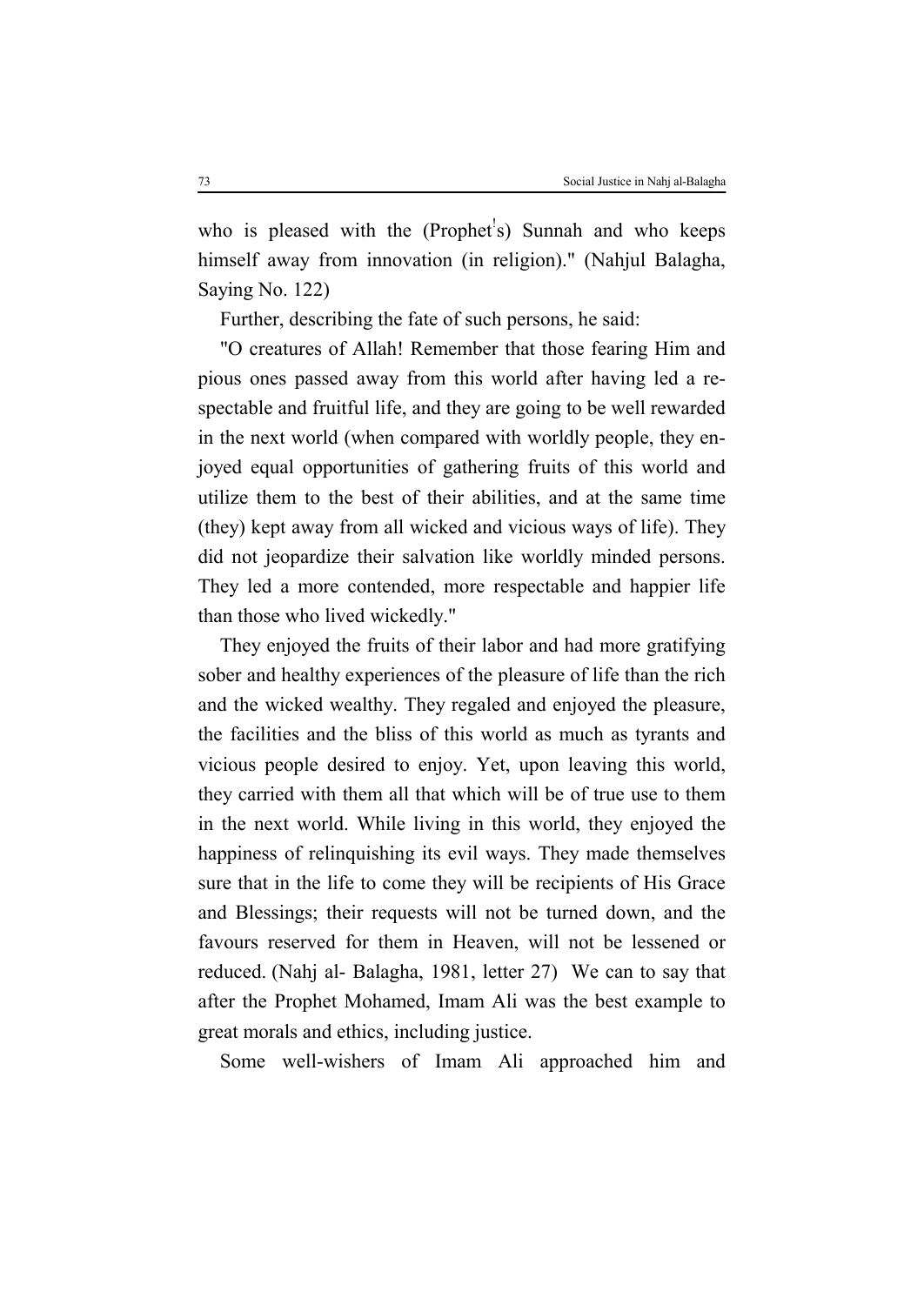who is pleased with the (Prophet's) Sunnah and who keeps himself away from innovation (in religion)." (Nahjul Balagha, Saying No. 122)

Further, describing the fate of such persons, he said:

"O creatures of Allah! Remember that those fearing Him and pious ones passed away from this world after having led a respectable and fruitful life, and they are going to be well rewarded in the next world (when compared with worldly people, they enjoyed equal opportunities of gathering fruits of this world and utilize them to the best of their abilities, and at the same time (they) kept away from all wicked and vicious ways of life). They did not jeopardize their salvation like worldly minded persons. They led a more contended, more respectable and happier life than those who lived wickedly."

They enjoyed the fruits of their labor and had more gratifying sober and healthy experiences of the pleasure of life than the rich and the wicked wealthy. They regaled and enjoyed the pleasure, the facilities and the bliss of this world as much as tyrants and vicious people desired to enjoy. Yet, upon leaving this world, they carried with them all that which will be of true use to them in the next world. While living in this world, they enjoyed the happiness of relinquishing its evil ways. They made themselves sure that in the life to come they will be recipients of His Grace and Blessings; their requests will not be turned down, and the favours reserved for them in Heaven, will not be lessened or reduced. (Nahj al- Balagha, 1981, letter 27) We can to say that after the Prophet Mohamed, Imam Ali was the best example to great morals and ethics, including justice.

Some well-wishers of Imam Ali approached him and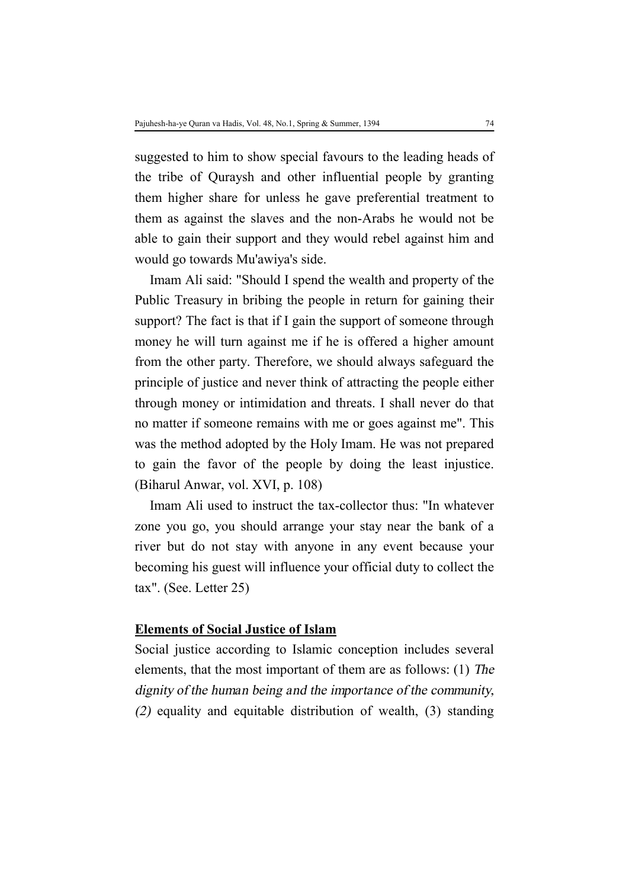suggested to him to show special favours to the leading heads of the tribe of Quraysh and other influential people by granting them higher share for unless he gave preferential treatment to them as against the slaves and the non-Arabs he would not be able to gain their support and they would rebel against him and would go towards Mu'awiya's side.

Imam Ali said: "Should I spend the wealth and property of the Public Treasury in bribing the people in return for gaining their support? The fact is that if I gain the support of someone through money he will turn against me if he is offered a higher amount from the other party. Therefore, we should always safeguard the principle of justice and never think of attracting the people either through money or intimidation and threats. I shall never do that no matter if someone remains with me or goes against me". This was the method adopted by the Holy Imam. He was not prepared to gain the favor of the people by doing the least injustice. (Biharul Anwar, vol. XVI, p. 108)

Imam Ali used to instruct the tax-collector thus: "In whatever zone you go, you should arrange your stay near the bank of a river but do not stay with anyone in any event because your becoming his guest will influence your official duty to collect the tax". (See. Letter 25)

**Elements of Social Justice of Islam**

Social justice according to Islamic conception includes several elements, that the most important of them are as follows: (1) *The dignity of the human being and the importance of the community, (2)* equality and equitable distribution of wealth, (3) standing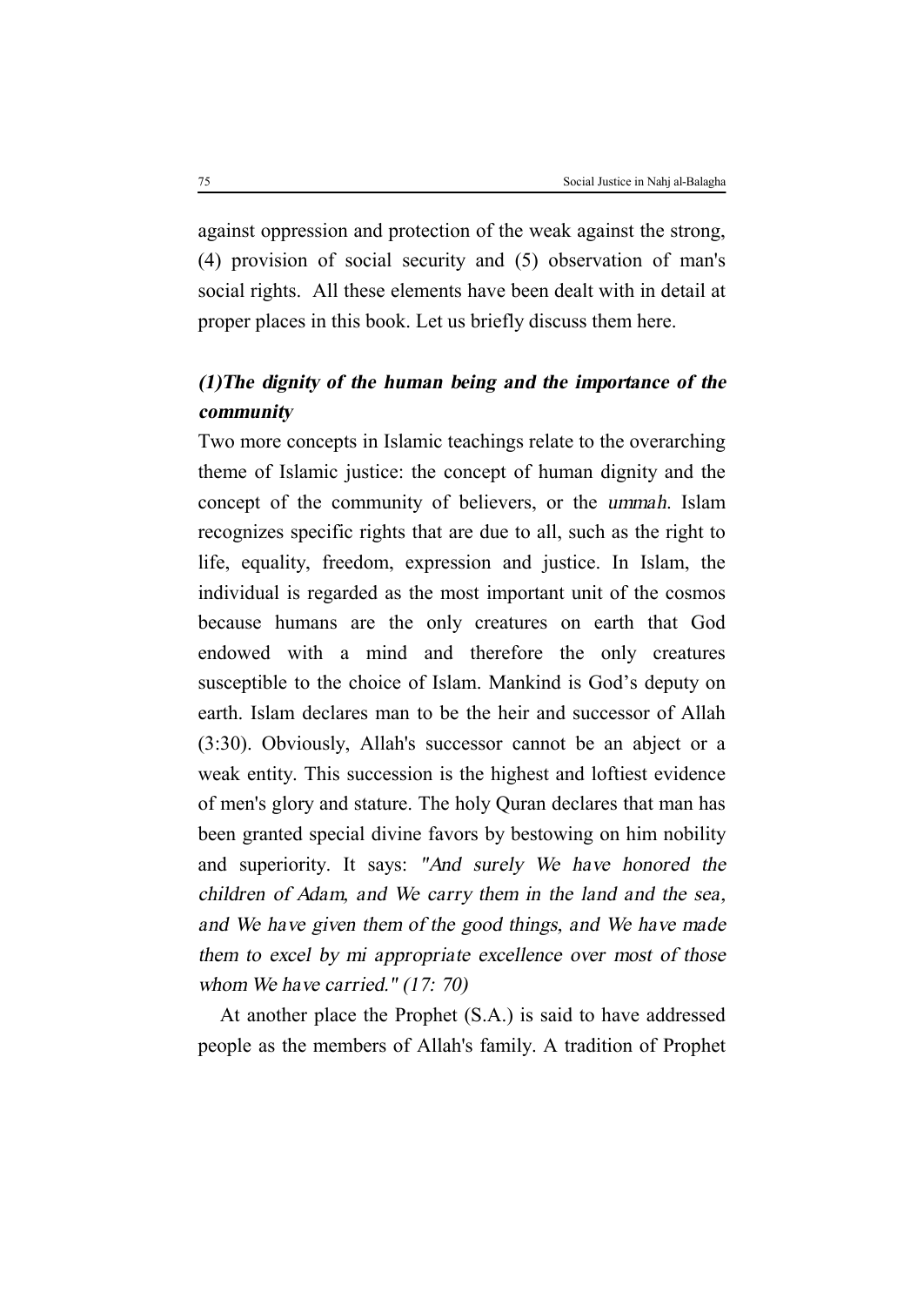against oppression and protection of the weak against the strong, (4) provision of social security and (5) observation of man's social rights. All these elements have been dealt with in detail at proper places in this book. Let us briefly discuss them here.

### *(1)The dignity of the human being and the importance of the community*

Two more concepts in Islamic teachings relate to the overarching theme of Islamic justice: the concept of human dignity and the concept of the community of believers, or the *ummah*. Islam recognizes specific rights that are due to all, such as the right to life, equality, freedom, expression and justice. In Islam, the individual is regarded as the most important unit of the cosmos because humans are the only creatures on earth that God endowed with a mind and therefore the only creatures susceptible to the choice of Islam. Mankind is God's deputy on earth. Islam declares man to be the heir and successor of Allah (3:30). Obviously, Allah's successor cannot be an abject or a weak entity. This succession is the highest and loftiest evidence of men's glory and stature. The holy Quran declares that man has been granted special divine favors by bestowing on him nobility and superiority. It says: *"And surely We have honored the children of Adam, and We carry them in the land and the sea, and We have given them of the good things, and We have made them to excel by mi appropriate excellence over most of those whom We have carried." (17: 70)*

At another place the Prophet (S.A.) is said to have addressed people as the members of Allah's family. A tradition of Prophet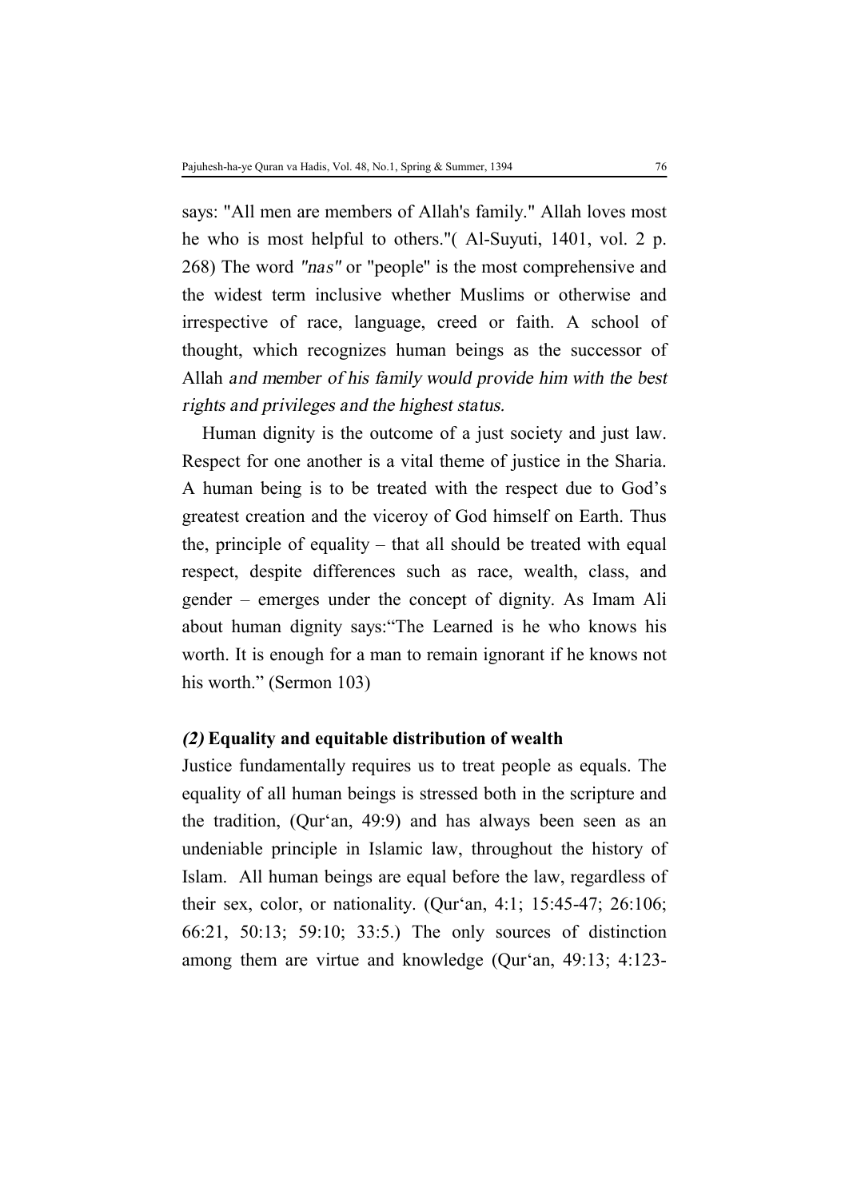says: "All men are members of Allah's family." Allah loves most he who is most helpful to others."( Al-Suyuti, 1401, vol. 2 p. 268) The word *"nas"* or "people" is the most comprehensive and the widest term inclusive whether Muslims or otherwise and irrespective of race, language, creed or faith. A school of thought, which recognizes human beings as the successor of Allah *and member of his family would provide him with the best rights and privileges and the highest status.*

Human dignity is the outcome of a just society and just law. Respect for one another is a vital theme of justice in the Sharia. A human being is to be treated with the respect due to God's greatest creation and the viceroy of God himself on Earth. Thus the, principle of equality – that all should be treated with equal respect, despite differences such as race, wealth, class, and gender – emerges under the concept of dignity. As Imam Ali about human dignity says:"The Learned is he who knows his worth. It is enough for a man to remain ignorant if he knows not his worth." (Sermon 103)

### *(2)* Equality and equitable distribution of wealth

Justice fundamentally requires us to treat people as equals. The equality of all human beings is stressed both in the scripture and the tradition, (Qur'an, 49:9) and has always been seen as an undeniable principle in Islamic law, throughout the history of Islam. All human beings are equal before the law, regardless of their sex, color, or nationality. (Qur'an, 4:1; 15:45-47; 26:106; 66:21, 50:13; 59:10; 33:5.) The only sources of distinction among them are virtue and knowledge (Qur'an, 49:13; 4:123-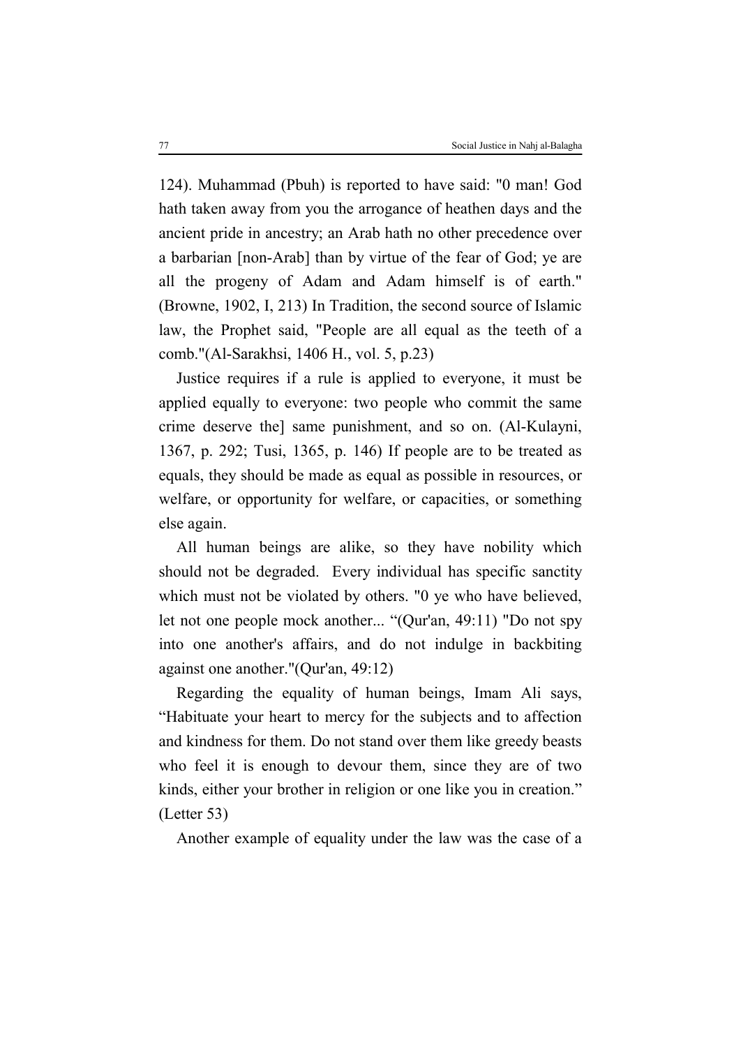124). Muhammad (Pbuh) is reported to have said: "0 man! God hath taken away from you the arrogance of heathen days and the ancient pride in ancestry; an Arab hath no other precedence over a barbarian [non-Arab] than by virtue of the fear of God; ye are all the progeny of Adam and Adam himself is of earth." (Browne, 1902, I, 213) In Tradition, the second source of Islamic law, the Prophet said, "People are all equal as the teeth of a comb."(Al-Sarakhsi, 1406 H., vol. 5, p.23)

Justice requires if a rule is applied to everyone, it must be applied equally to everyone: two people who commit the same crime deserve the] same punishment, and so on. (Al-Kulayni, 1367, p. 292; Tusi, 1365, p. 146) If people are to be treated as equals, they should be made as equal as possible in resources, or welfare, or opportunity for welfare, or capacities, or something else again.

All human beings are alike, so they have nobility which should not be degraded. Every individual has specific sanctity which must not be violated by others. "0 ye who have believed, let not one people mock another... "(Qur'an, 49:11) "Do not spy into one another's affairs, and do not indulge in backbiting against one another."(Qur'an, 49:12)

Regarding the equality of human beings, Imam Ali says, "Habituate your heart to mercy for the subjects and to affection and kindness for them. Do not stand over them like greedy beasts who feel it is enough to devour them, since they are of two kinds, either your brother in religion or one like you in creation." (Letter 53)

Another example of equality under the law was the case of a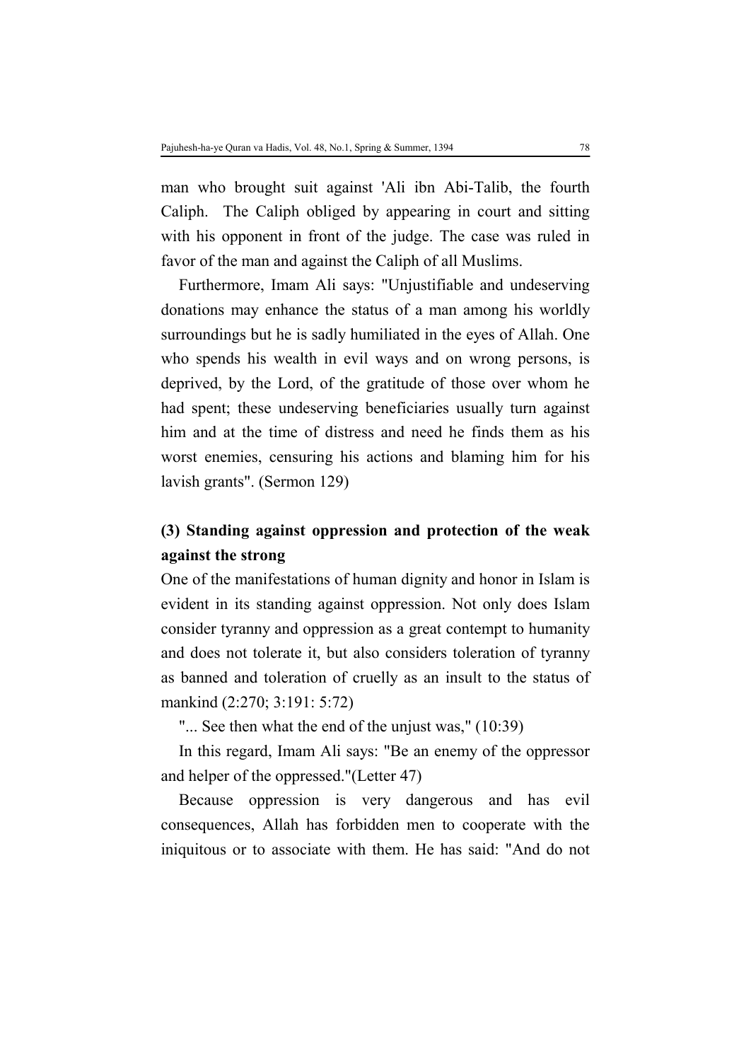man who brought suit against 'Ali ibn Abi-Talib, the fourth Caliph. The Caliph obliged by appearing in court and sitting with his opponent in front of the judge. The case was ruled in favor of the man and against the Caliph of all Muslims.

Furthermore, Imam Ali says: "Unjustifiable and undeserving donations may enhance the status of a man among his worldly surroundings but he is sadly humiliated in the eyes of Allah. One who spends his wealth in evil ways and on wrong persons, is deprived, by the Lord, of the gratitude of those over whom he had spent; these undeserving beneficiaries usually turn against him and at the time of distress and need he finds them as his worst enemies, censuring his actions and blaming him for his lavish grants". (Sermon 129)

## (3) Standing against oppression and protection of the weak against the strong

One of the manifestations of human dignity and honor in Islam is evident in its standing against oppression. Not only does Islam consider tyranny and oppression as a great contempt to humanity and does not tolerate it, but also considers toleration of tyranny as banned and toleration of cruelly as an insult to the status of mankind (2:270; 3:191: 5:72)

"... See then what the end of the unjust was," (10:39)

In this regard, Imam Ali says: "Be an enemy of the oppressor and helper of the oppressed."(Letter 47)

Because oppression is very dangerous and has evil consequences, Allah has forbidden men to cooperate with the iniquitous or to associate with them. He has said: "And do not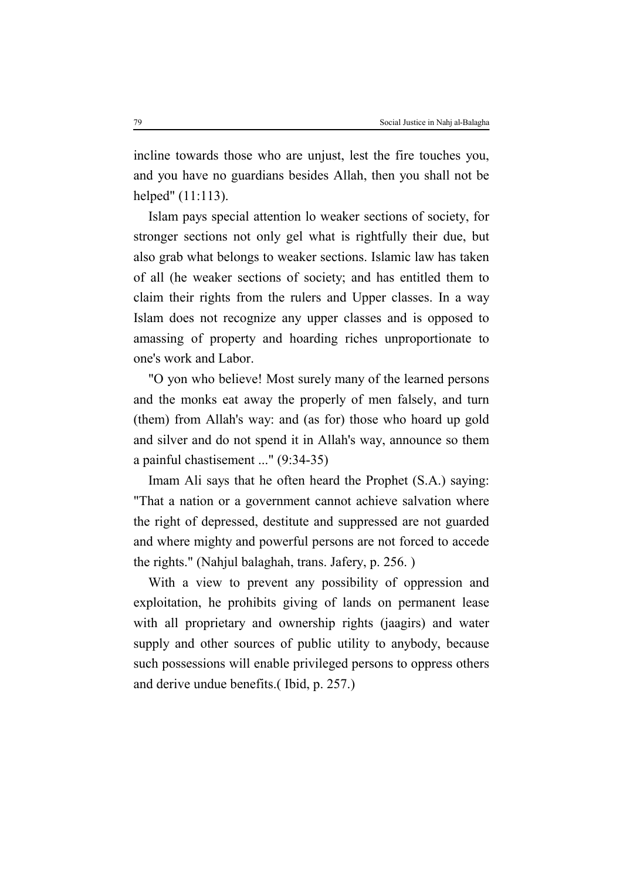incline towards those who are unjust, lest the fire touches you, and you have no guardians besides Allah, then you shall not be helped" (11:113).

Islam pays special attention lo weaker sections of society, for stronger sections not only gel what is rightfully their due, but also grab what belongs to weaker sections. Islamic law has taken of all (he weaker sections of society; and has entitled them to claim their rights from the rulers and Upper classes. In a way Islam does not recognize any upper classes and is opposed to amassing of property and hoarding riches unproportionate to one's work and Labor.

"O yon who believe! Most surely many of the learned persons and the monks eat away the properly of men falsely, and turn (them) from Allah's way: and (as for) those who hoard up gold and silver and do not spend it in Allah's way, announce so them a painful chastisement ..." (9:34-35)

Imam Ali says that he often heard the Prophet (S.A.) saying: "That a nation or a government cannot achieve salvation where the right of depressed, destitute and suppressed are not guarded and where mighty and powerful persons are not forced to accede the rights." (Nahjul balaghah, trans. Jafery, p. 256. )

With a view to prevent any possibility of oppression and exploitation, he prohibits giving of lands on permanent lease with all proprietary and ownership rights (jaagirs) and water supply and other sources of public utility to anybody, because such possessions will enable privileged persons to oppress others and derive undue benefits.( Ibid, p. 257.)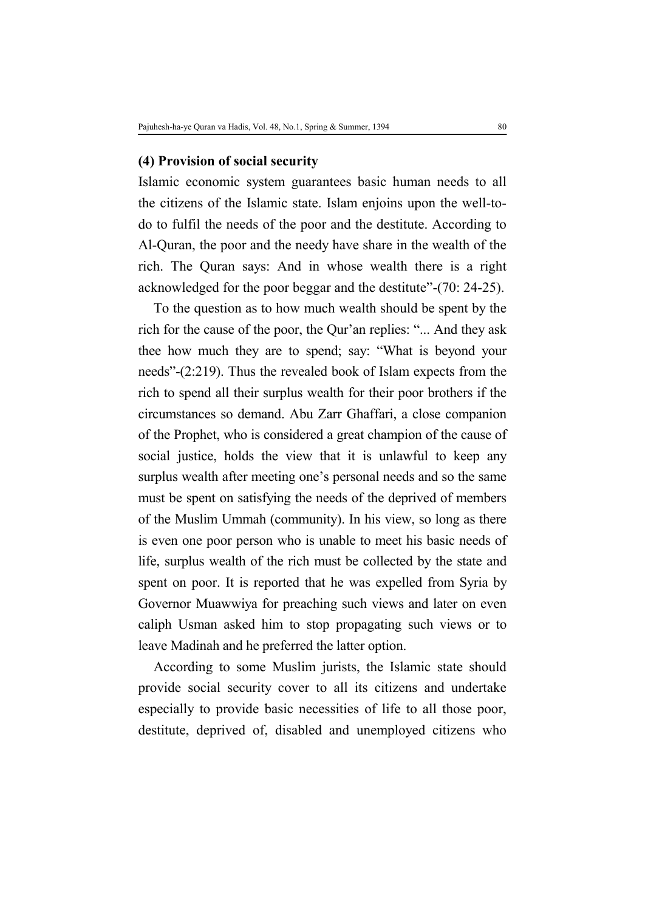**(4) Provision of social security**

Islamic economic system guarantees basic human needs to all the citizens of the Islamic state. Islam enjoins upon the well-to-do to fulfil the needs of the poor and the destitute. According to Al-Quran, the poor and the needy have share in the wealth of the rich. The Quran says: And in whose wealth there is a right acknowledged for the poor beggar and the destitute"-(70: 24-25).

To the question as to how much wealth should be spent by the rich for the cause of the poor, the Qur'an replies: "... And they ask thee how much they are to spend; say: "What is beyond your needs"-(2:219). Thus the revealed book of Islam expects from the rich to spend all their surplus wealth for their poor brothers if the circumstances so demand. Abu Zarr Ghaffari, a close companion of the Prophet, who is considered a great champion of the cause of social justice, holds the view that it is unlawful to keep any surplus wealth after meeting one's personal needs and so the same must be spent on satisfying the needs of the deprived of members of the Muslim Ummah (community). In his view, so long as there is even one poor person who is unable to meet his basic needs of life, surplus wealth of the rich must be collected by the state and spent on poor. It is reported that he was expelled from Syria by Governor Muawwiya for preaching such views and later on even caliph Usman asked him to stop propagating such views or to leave Madinah and he preferred the latter option.

According to some Muslim jurists, the Islamic state should provide social security cover to all its citizens and undertake especially to provide basic necessities of life to all those poor, destitute, deprived of, disabled and unemployed citizens who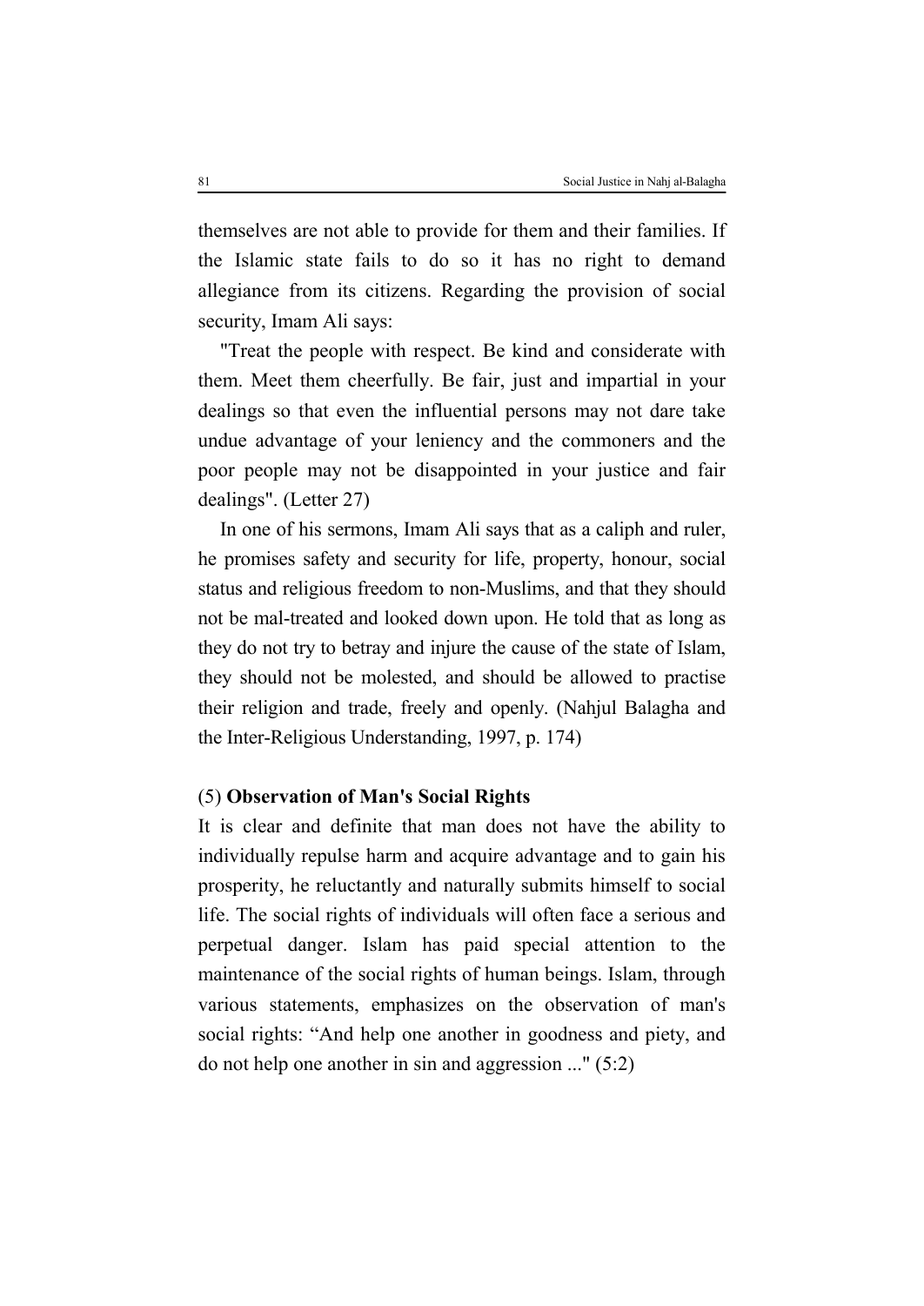themselves are not able to provide for them and their families. If the Islamic state fails to do so it has no right to demand allegiance from its citizens. Regarding the provision of social security, Imam Ali says:

"Treat the people with respect. Be kind and considerate with them. Meet them cheerfully. Be fair, just and impartial in your dealings so that even the influential persons may not dare take undue advantage of your leniency and the commoners and the poor people may not be disappointed in your justice and fair dealings". (Letter 27)

In one of his sermons, Imam Ali says that as a caliph and ruler, he promises safety and security for life, property, honour, social status and religious freedom to non-Muslims, and that they should not be mal-treated and looked down upon. He told that as long as they do not try to betray and injure the cause of the state of Islam, they should not be molested, and should be allowed to practise their religion and trade, freely and openly. (Nahjul Balagha and the Inter-Religious Understanding, 1997, p. 174)

### (5) **Observation of Man's Social Rights**

It is clear and definite that man does not have the ability to individually repulse harm and acquire advantage and to gain his prosperity, he reluctantly and naturally submits himself to social life. The social rights of individuals will often face a serious and perpetual danger. Islam has paid special attention to the maintenance of the social rights of human beings. Islam, through various statements, emphasizes on the observation of man's social rights: “And help one another in goodness and piety, and do not help one another in sin and aggression ..." (5:2)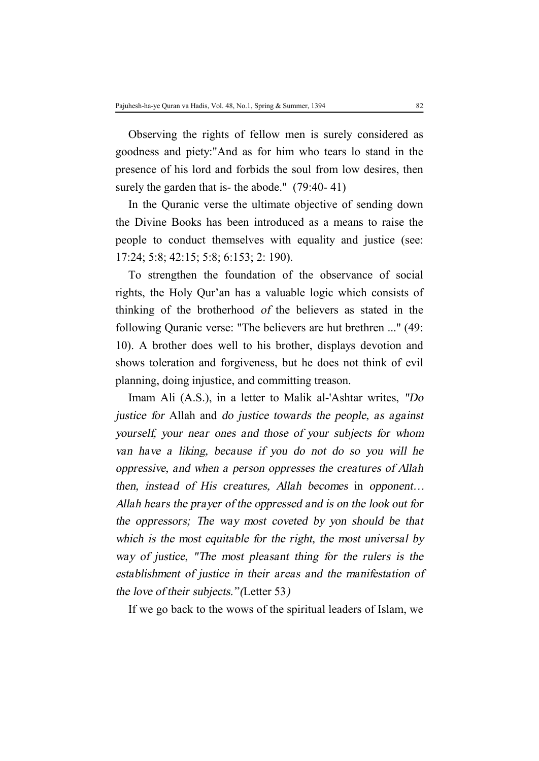Observing the rights of fellow men is surely considered as goodness and piety:"And as for him who tears lo stand in the presence of his lord and forbids the soul from low desires, then surely the garden that is- the abode." (79:40- 41)

In the Quranic verse the ultimate objective of sending down the Divine Books has been introduced as a means to raise the people to conduct themselves with equality and justice (see: 17:24; 5:8; 42:15; 5:8; 6:153; 2: 190).

To strengthen the foundation of the observance of social rights, the Holy Qur'an has a valuable logic which consists of thinking of the brotherhood *of* the believers as stated in the following Quranic verse: "The believers are hut brethren ..." (49: 10). A brother does well to his brother, displays devotion and shows toleration and forgiveness, but he does not think of evil planning, doing injustice, and committing treason.

Imam Ali (A.S.), in a letter to Malik al-'Ashtar writes, *"Do justice for* Allah and *do justice towards the people, as against yourself, your near ones and those of your subjects for whom van have a liking, because if you do not do so you will he oppressive, and when a person oppresses the creatures of Allah then, instead of His creatures, Allah becomes* in *opponent… Allah hears the prayer of the oppressed and is on the look out for the oppressors; The way most coveted by yon should be that which is the most equitable for the right, the most universal by way of justice, "The most pleasant thing for the rulers is the establishment of justice in their areas and the manifestation of the love of their subjects."(*Letter 53*)*

If we go back to the wows of the spiritual leaders of Islam, we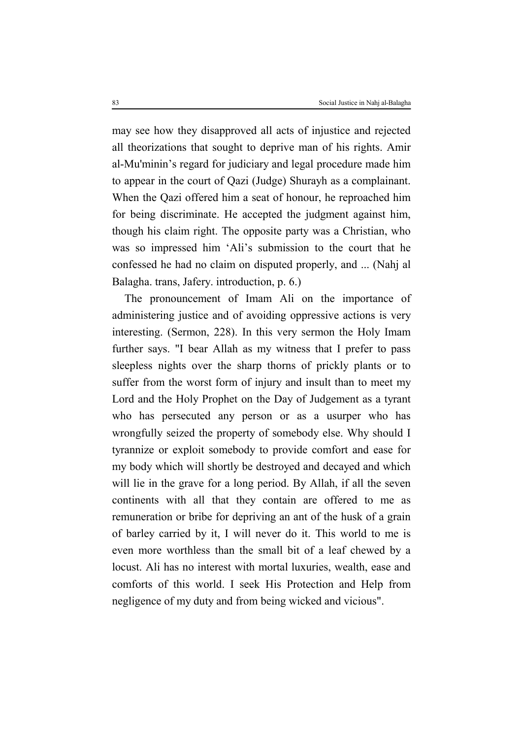may see how they disapproved all acts of injustice and rejected all theorizations that sought to deprive man of his rights. Amir al-Mu'minin's regard for judiciary and legal procedure made him to appear in the court of Qazi (Judge) Shurayh as a complainant. When the Qazi offered him a seat of honour, he reproached him for being discriminate. He accepted the judgment against him, though his claim right. The opposite party was a Christian, who was so impressed him 'Ali's submission to the court that he confessed he had no claim on disputed properly, and ... (Nahj al Balagha. trans, Jafery. introduction, p. 6.)

The pronouncement of Imam Ali on the importance of administering justice and of avoiding oppressive actions is very interesting. (Sermon, 228). In this very sermon the Holy Imam further says. "I bear Allah as my witness that I prefer to pass sleepless nights over the sharp thorns of prickly plants or to suffer from the worst form of injury and insult than to meet my Lord and the Holy Prophet on the Day of Judgement as a tyrant who has persecuted any person or as a usurper who has wrongfully seized the property of somebody else. Why should I tyrannize or exploit somebody to provide comfort and ease for my body which will shortly be destroyed and decayed and which will lie in the grave for a long period. By Allah, if all the seven continents with all that they contain are offered to me as remuneration or bribe for depriving an ant of the husk of a grain of barley carried by it, I will never do it. This world to me is even more worthless than the small bit of a leaf chewed by a locust. Ali has no interest with mortal luxuries, wealth, ease and comforts of this world. I seek His Protection and Help from negligence of my duty and from being wicked and vicious".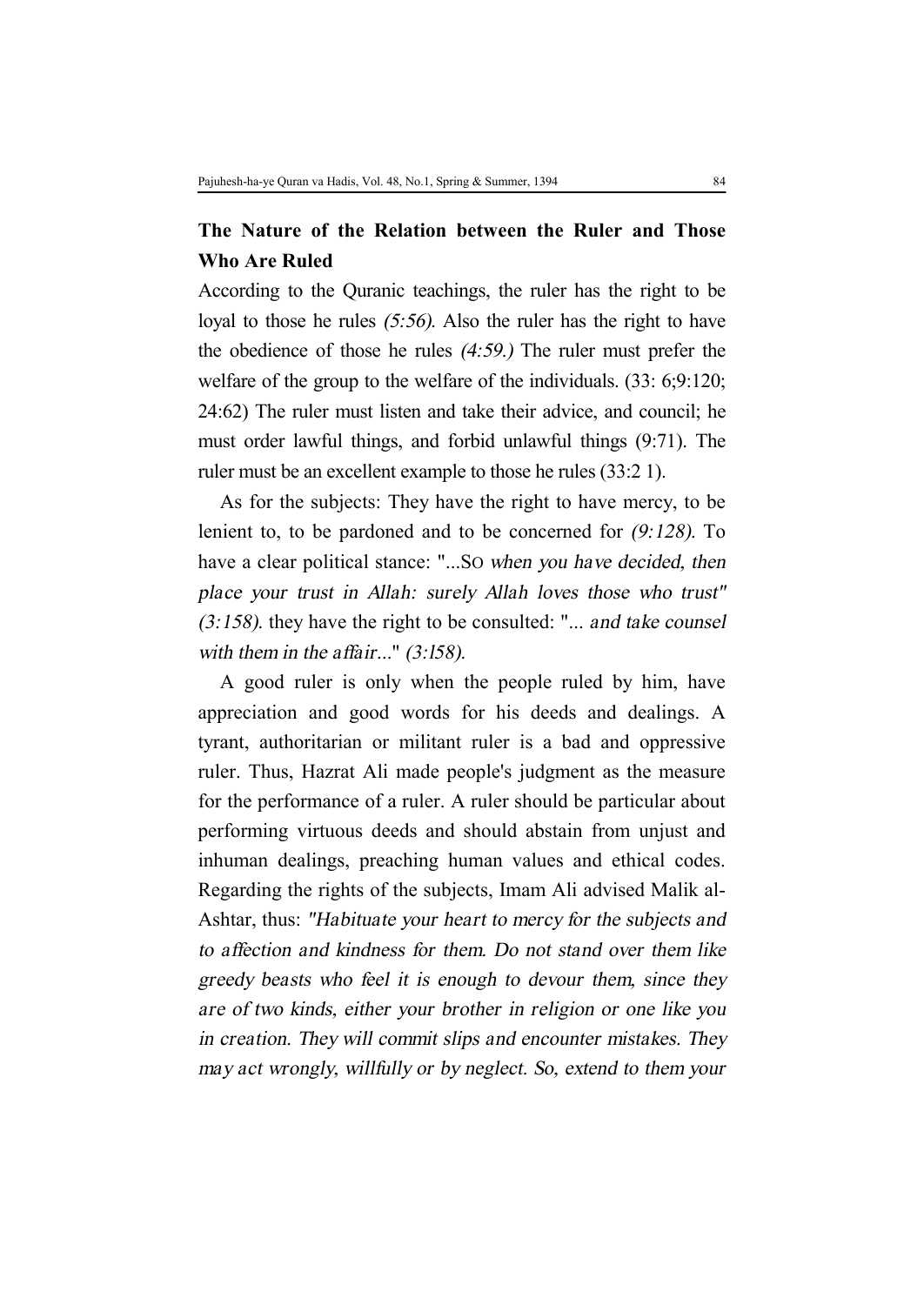## The Nature of the Relation between the Ruler and Those Who Are Ruled

According to the Quranic teachings, the ruler has the right to be loyal to those he rules *(5:56)*. Also the ruler has the right to have the obedience of those he rules *(4:59.)* The ruler must prefer the welfare of the group to the welfare of the individuals. (33: 6;9:120; 24:62) The ruler must listen and take their advice, and council; he must order lawful things, and forbid unlawful things (9:71). The ruler must be an excellent example to those he rules (33:2 1).

As for the subjects: They have the right to have mercy, to be lenient to, to be pardoned and to be concerned for *(9:128)*. To have a clear political stance: "...So *when you have decided, then place your trust in Allah: surely Allah loves those who trust" (3:158)*. they have the right to be consulted: "*... and take counsel with them in the affair...*" *(3:158)*.

A good ruler is only when the people ruled by him, have appreciation and good words for his deeds and dealings. A tyrant, authoritarian or militant ruler is a bad and oppressive ruler. Thus, Hazrat Ali made people's judgment as the measure for the performance of a ruler. A ruler should be particular about performing virtuous deeds and should abstain from unjust and inhuman dealings, preaching human values and ethical codes. Regarding the rights of the subjects, Imam Ali advised Malik al-Ashtar, thus: *"Habituate your heart to mercy for the subjects and to affection and kindness for them. Do not stand over them like greedy beasts who feel it is enough to devour them, since they are of two kinds, either your brother in religion or one like you in creation. They will commit slips and encounter mistakes. They may act wrongly, willfully or by neglect. So, extend to them your*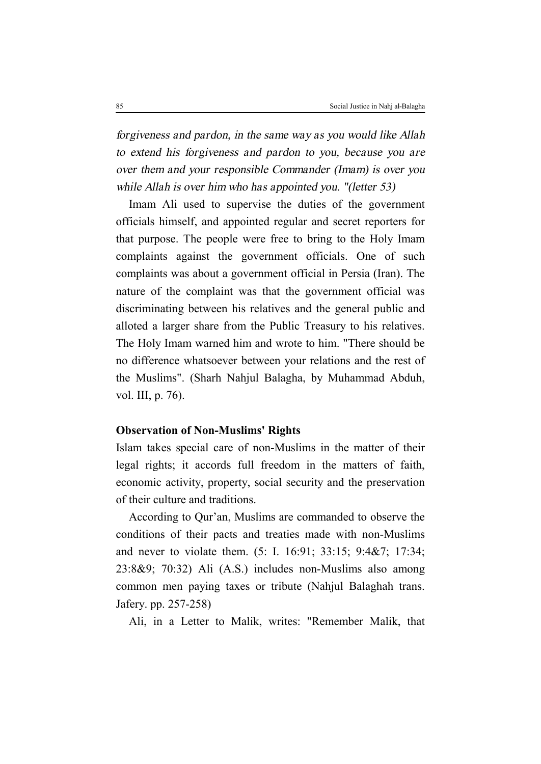*forgiveness and pardon, in the same way as you would like Allah to extend his forgiveness and pardon to you, because you are over them and your responsible Commander (Imam) is over you while Allah is over him who has appointed you. "(letter 53)*

Imam Ali used to supervise the duties of the government officials himself, and appointed regular and secret reporters for that purpose. The people were free to bring to the Holy Imam complaints against the government officials. One of such complaints was about a government official in Persia (Iran). The nature of the complaint was that the government official was discriminating between his relatives and the general public and alloted a larger share from the Public Treasury to his relatives. The Holy Imam warned him and wrote to him. "There should be no difference whatsoever between your relations and the rest of the Muslims". (Sharh Nahjul Balagha, by Muhammad Abduh, vol. III, p. 76).

**Observation of Non-Muslims' Rights**

Islam takes special care of non-Muslims in the matter of their legal rights; it accords full freedom in the matters of faith, economic activity, property, social security and the preservation of their culture and traditions.

According to Qur'an, Muslims are commanded to observe the conditions of their pacts and treaties made with non-Muslims and never to violate them. (5: I. 16:91; 33:15; 9:4&7; 17:34; 23:8&9; 70:32) Ali (A.S.) includes non-Muslims also among common men paying taxes or tribute (Nahjul Balaghah trans. Jafery. pp. 257-258)

Ali, in a Letter to Malik, writes: "Remember Malik, that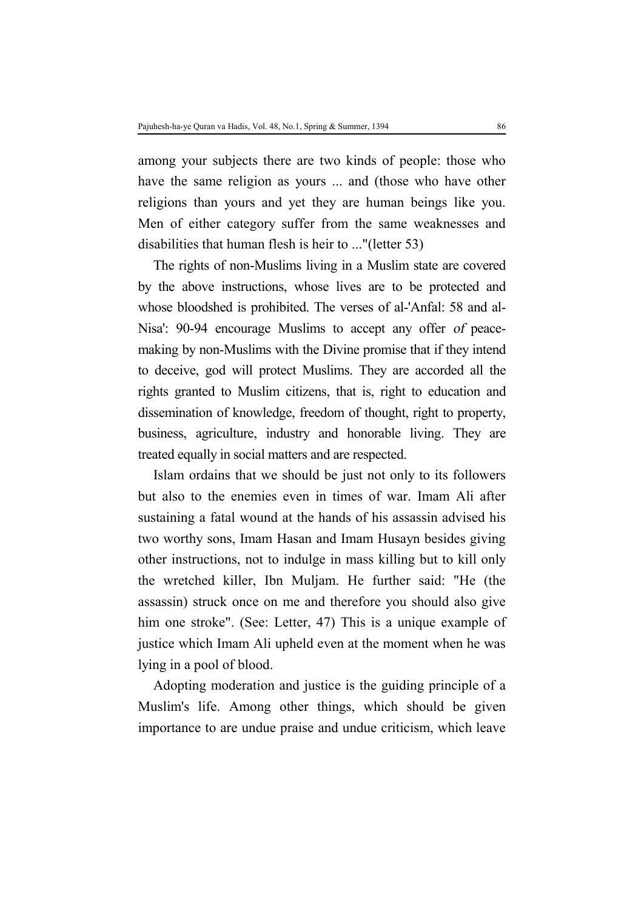among your subjects there are two kinds of people: those who have the same religion as yours ... and (those who have other religions than yours and yet they are human beings like you. Men of either category suffer from the same weaknesses and disabilities that human flesh is heir to ..."(letter 53)

The rights of non-Muslims living in a Muslim state are covered by the above instructions, whose lives are to be protected and whose bloodshed is prohibited. The verses of al-'Anfal: 58 and al-Nisa': 90-94 encourage Muslims to accept any offer *of* peace-making by non-Muslims with the Divine promise that if they intend to deceive, god will protect Muslims. They are accorded all the rights granted to Muslim citizens, that is, right to education and dissemination of knowledge, freedom of thought, right to property, business, agriculture, industry and honorable living. They are treated equally in social matters and are respected.

Islam ordains that we should be just not only to its followers but also to the enemies even in times of war. Imam Ali after sustaining a fatal wound at the hands of his assassin advised his two worthy sons, Imam Hasan and Imam Husayn besides giving other instructions, not to indulge in mass killing but to kill only the wretched killer, Ibn Muljam. He further said: "He (the assassin) struck once on me and therefore you should also give him one stroke". (See: Letter, 47) This is a unique example of justice which Imam Ali upheld even at the moment when he was lying in a pool of blood.

Adopting moderation and justice is the guiding principle of a Muslim's life. Among other things, which should be given importance to are undue praise and undue criticism, which leave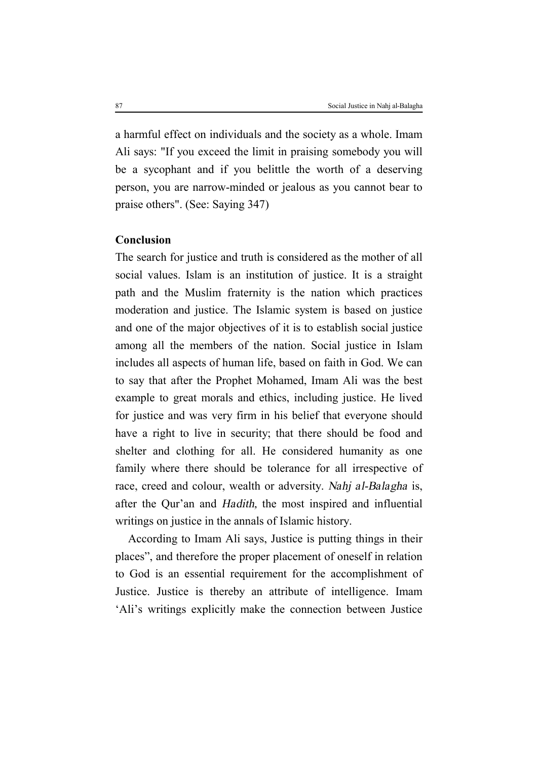a harmful effect on individuals and the society as a whole. Imam Ali says: "If you exceed the limit in praising somebody you will be a sycophant and if you belittle the worth of a deserving person, you are narrow-minded or jealous as you cannot bear to praise others". (See: Saying 347)

**Conclusion**

The search for justice and truth is considered as the mother of all social values. Islam is an institution of justice. It is a straight path and the Muslim fraternity is the nation which practices moderation and justice. The Islamic system is based on justice and one of the major objectives of it is to establish social justice among all the members of the nation. Social justice in Islam includes all aspects of human life, based on faith in God. We can to say that after the Prophet Mohamed, Imam Ali was the best example to great morals and ethics, including justice. He lived for justice and was very firm in his belief that everyone should have a right to live in security; that there should be food and shelter and clothing for all. He considered humanity as one family where there should be tolerance for all irrespective of race, creed and colour, wealth or adversity. *Nahj al-Balagha* is, after the Qur'an and *Hadith,* the most inspired and influential writings on justice in the annals of Islamic history.

According to Imam Ali says, Justice is putting things in their places", and therefore the proper placement of oneself in relation to God is an essential requirement for the accomplishment of Justice. Justice is thereby an attribute of intelligence. Imam 'Ali's writings explicitly make the connection between Justice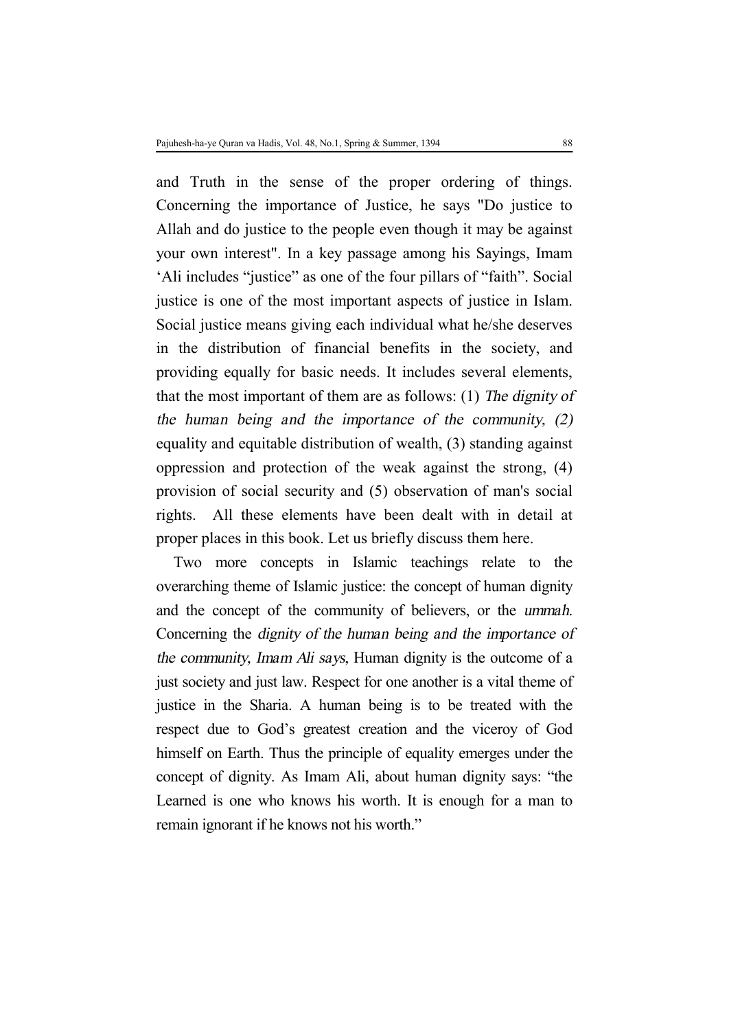and Truth in the sense of the proper ordering of things. Concerning the importance of Justice, he says "Do justice to Allah and do justice to the people even though it may be against your own interest". In a key passage among his Sayings, Imam 'Ali includes "justice" as one of the four pillars of "faith". Social justice is one of the most important aspects of justice in Islam. Social justice means giving each individual what he/she deserves in the distribution of financial benefits in the society, and providing equally for basic needs. It includes several elements, that the most important of them are as follows: (1) *The dignity of the human being and the importance of the community, (2)* equality and equitable distribution of wealth, (3) standing against oppression and protection of the weak against the strong, (4) provision of social security and (5) observation of man's social rights. All these elements have been dealt with in detail at proper places in this book. Let us briefly discuss them here.

Two more concepts in Islamic teachings relate to the overarching theme of Islamic justice: the concept of human dignity and the concept of the community of believers, or the *ummah*. Concerning the *dignity of the human being and the importance of the community, Imam Ali says,* Human dignity is the outcome of a just society and just law. Respect for one another is a vital theme of justice in the Sharia. A human being is to be treated with the respect due to God's greatest creation and the viceroy of God himself on Earth. Thus the principle of equality emerges under the concept of dignity. As Imam Ali, about human dignity says: "the Learned is one who knows his worth. It is enough for a man to remain ignorant if he knows not his worth."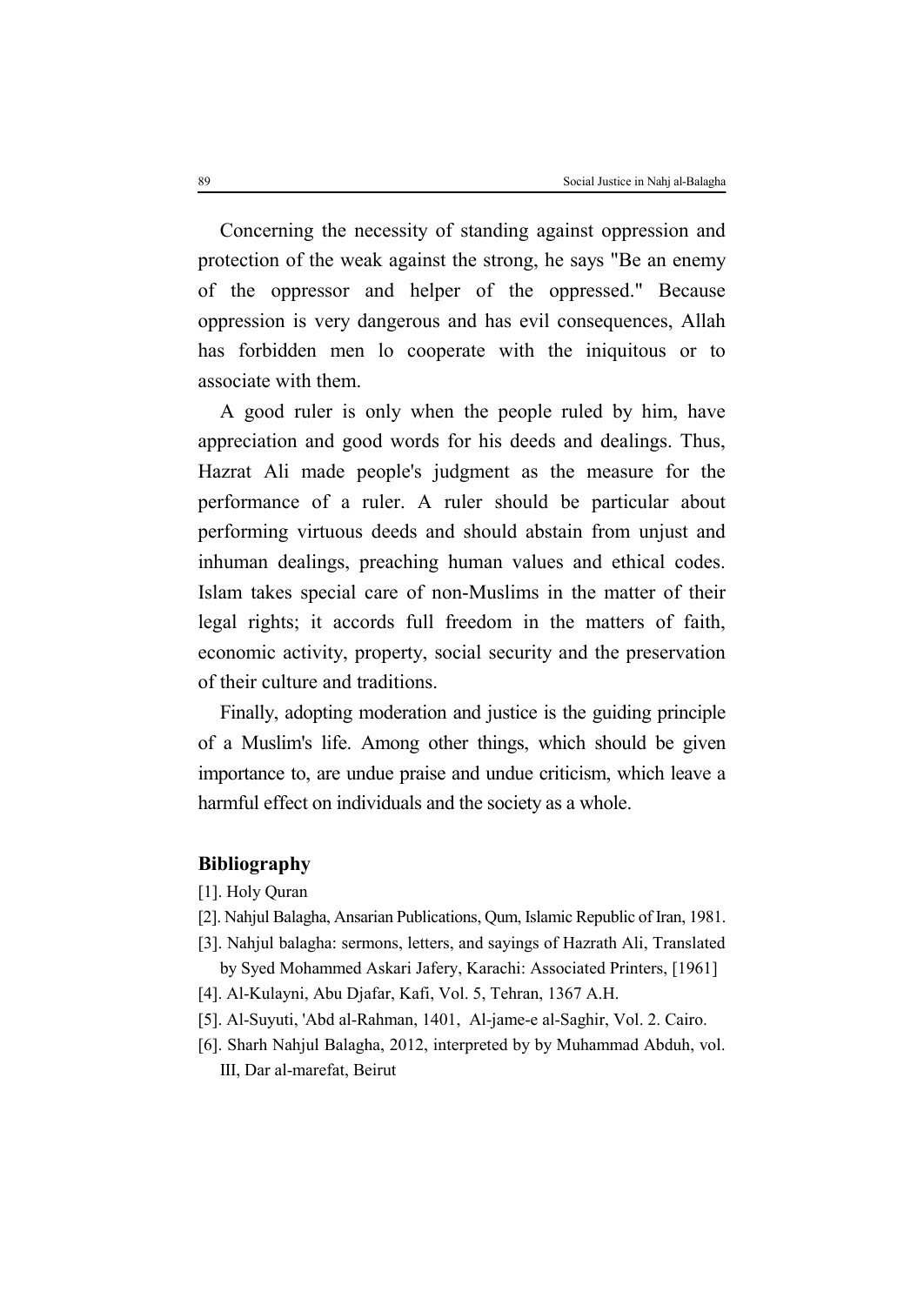Concerning the necessity of standing against oppression and protection of the weak against the strong, he says "Be an enemy of the oppressor and helper of the oppressed." Because oppression is very dangerous and has evil consequences, Allah has forbidden men lo cooperate with the iniquitous or to associate with them.

A good ruler is only when the people ruled by him, have appreciation and good words for his deeds and dealings. Thus, Hazrat Ali made people's judgment as the measure for the performance of a ruler. A ruler should be particular about performing virtuous deeds and should abstain from unjust and inhuman dealings, preaching human values and ethical codes. Islam takes special care of non-Muslims in the matter of their legal rights; it accords full freedom in the matters of faith, economic activity, property, social security and the preservation of their culture and traditions.

Finally, adopting moderation and justice is the guiding principle of a Muslim's life. Among other things, which should be given importance to, are undue praise and undue criticism, which leave a harmful effect on individuals and the society as a whole.

## Bibliography

[1]. Holy Quran

[2]. Nahjul Balagha, Ansarian Publications, Qum, Islamic Republic of Iran, 1981.

[3]. Nahjul balagha: sermons, letters, and sayings of Hazrath Ali, Translated by Syed Mohammed Askari Jafery, Karachi: Associated Printers, [1961]

[4]. Al-Kulayni, Abu Djafar, Kafi, Vol. 5, Tehran, 1367 A.H.

[5]. Al-Suyuti, 'Abd al-Rahman, 1401, Al-jame-e al-Saghir, Vol. 2. Cairo.

[6]. Sharh Nahjul Balagha, 2012, interpreted by by Muhammad Abduh, vol. III, Dar al-marefat, Beirut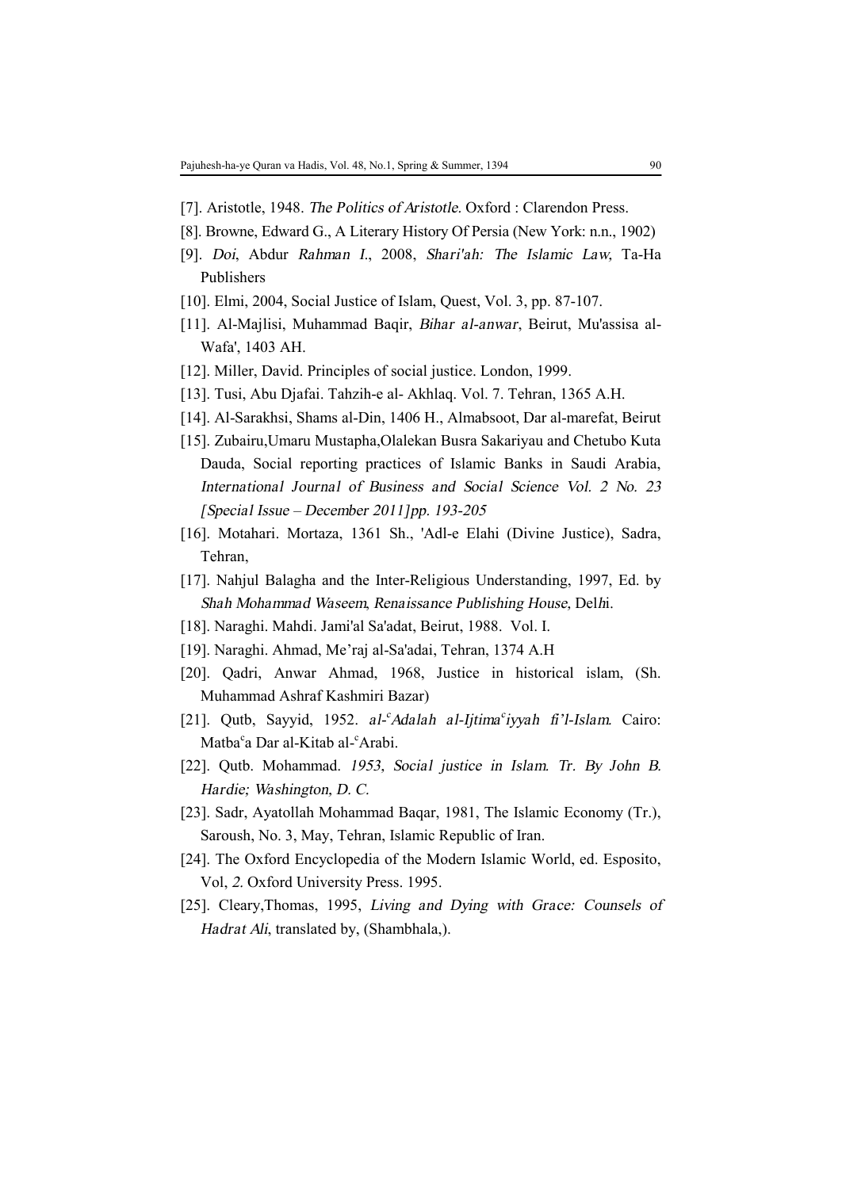[7]. Aristotle, 1948. *The Politics of Aristotle*. Oxford : Clarendon Press.

[8]. Browne, Edward G., A Literary History Of Persia (New York: n.n., 1902)

[9]. *Doi*, Abdur *Rahman I*., 2008, *Shari'ah: The Islamic Law*, Ta-Ha Publishers

[10]. Elmi, 2004, Social Justice of Islam, Quest, Vol. 3, pp. 87-107.

[11]. Al-Majlisi, Muhammad Baqir, *Bihar al-anwar*, Beirut, Mu'assisa al-Wafa', 1403 AH.

[12]. Miller, David. Principles of social justice. London, 1999.

[13]. Tusi, Abu Djafai. Tahzih-e al- Akhlaq. Vol. 7. Tehran, 1365 A.H.

[14]. Al-Sarakhsi, Shams al-Din, 1406 H., Almabsoot, Dar al-marefat, Beirut

[15]. Zubairu,Umaru Mustapha,Olalekan Busra Sakariyau and Chetubo Kuta Dauda, Social reporting practices of Islamic Banks in Saudi Arabia, *International Journal of Business and Social Science Vol. 2 No. 23 [Special Issue – December 2011]pp. 193-205*

[16]. Motahari. Mortaza, 1361 Sh., 'Adl-e Elahi (Divine Justice), Sadra, Tehran,

[17]. Nahjul Balagha and the Inter-Religious Understanding, 1997, Ed. by *Shah Mohammad Waseem*, *Renaissance Publishing House*, Del*h*i.

[18]. Naraghi. Mahdi. Jami'al Sa'adat, Beirut, 1988. Vol. I.

[19]. Naraghi. Ahmad, Me'raj al-Sa'adai, Tehran, 1374 A.H

[20]. Qadri, Anwar Ahmad, 1968, Justice in historical islam, (Sh. Muhammad Ashraf Kashmiri Bazar)

[21]. Qutb, Sayyid, 1952. *al-ᶜAdalah al-Ijtimaᶜiyyah fi'l-Islam*. Cairo: Matbaᶜa Dar al-Kitab al-ᶜArabi.

[22]. Qutb. Mohammad. *1953*, *Social justice in Islam. Tr. By John B. Hardie; Washington, D. C.*

[23]. Sadr, Ayatollah Mohammad Baqar, 1981, The Islamic Economy (Tr.), Saroush, No. 3, May, Tehran, Islamic Republic of Iran.

[24]. The Oxford Encyclopedia of the Modern Islamic World, ed. Esposito, Vol, *2*. Oxford University Press. 1995.

[25]. Cleary,Thomas, 1995, *Living and Dying with Grace: Counsels of Hadrat Ali*, translated by, (Shambhala,).